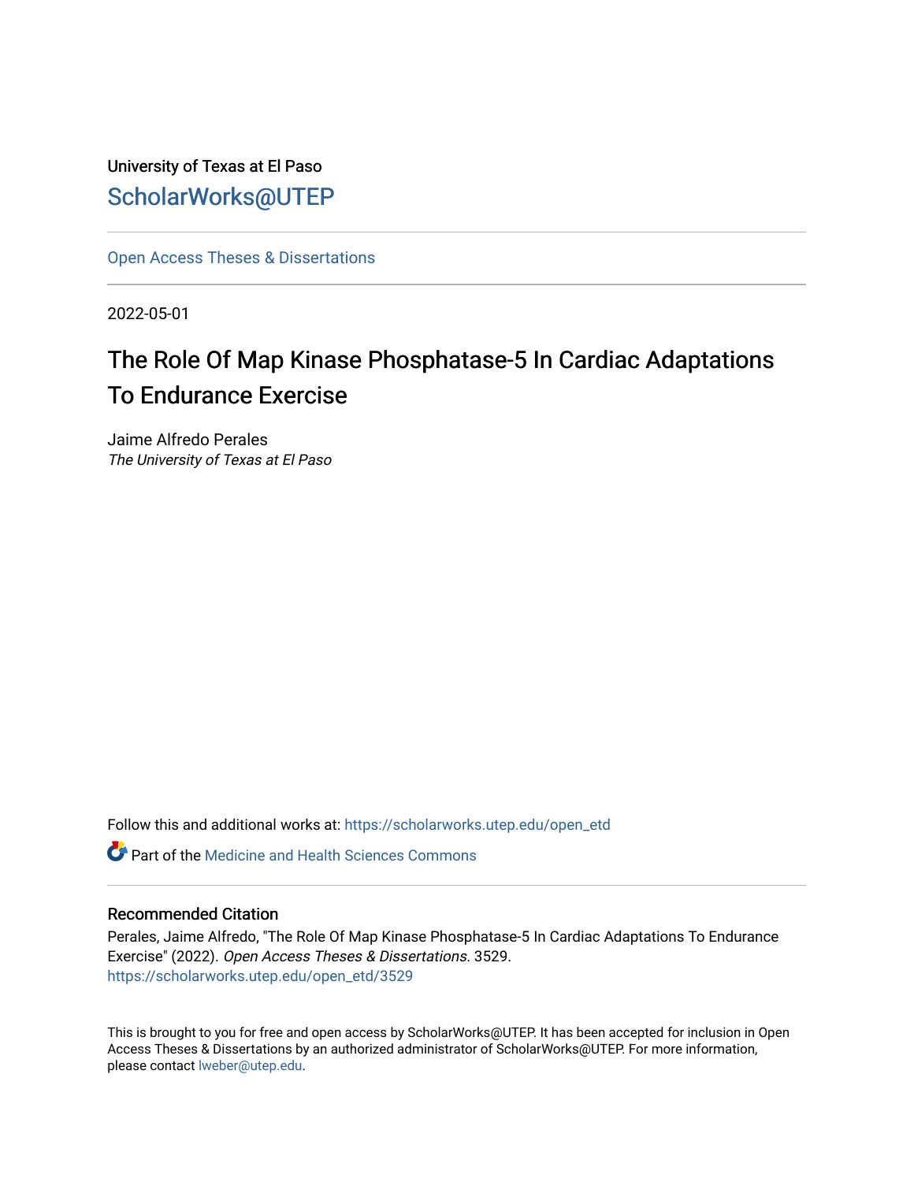University of Texas at El Paso

ScholarWorks@UTEP

Open Access Theses & Dissertations

2022-05-01

# The Role Of Map Kinase Phosphatase-5 In Cardiac Adaptations To Endurance Exercise

Jaime Alfredo Perales
*The University of Texas at El Paso*

Follow this and additional works at: https://scholarworks.utep.edu/open_etd

Part of the Medicine and Health Sciences Commons

## Recommended Citation

Perales, Jaime Alfredo, "The Role Of Map Kinase Phosphatase-5 In Cardiac Adaptations To Endurance Exercise" (2022). *Open Access Theses & Dissertations*. 3529.
https://scholarworks.utep.edu/open_etd/3529

This is brought to you for free and open access by ScholarWorks@UTEP. It has been accepted for inclusion in Open Access Theses & Dissertations by an authorized administrator of ScholarWorks@UTEP. For more information, please contact lweber@utep.edu.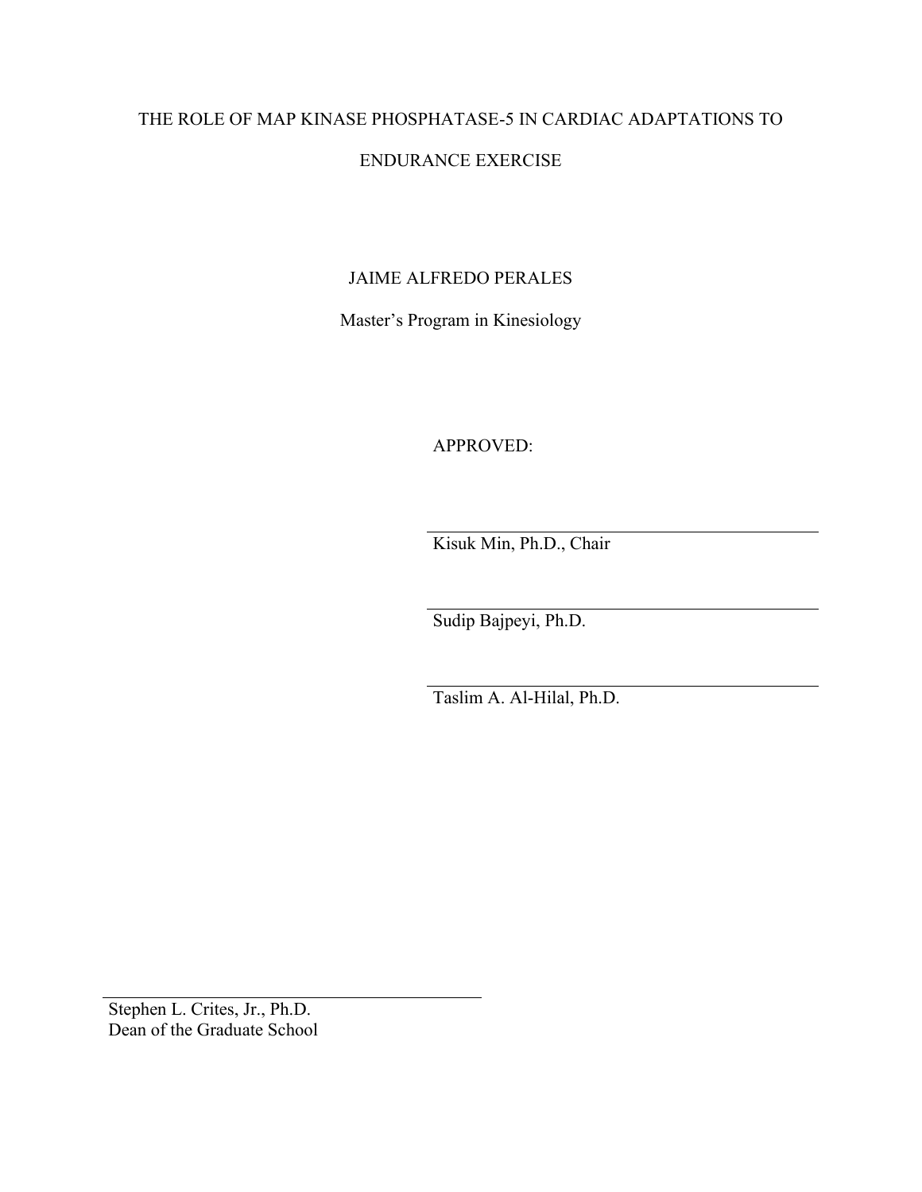THE ROLE OF MAP KINASE PHOSPHATASE-5 IN CARDIAC ADAPTATIONS TO ENDURANCE EXERCISE

JAIME ALFREDO PERALES

Master's Program in Kinesiology

APPROVED:

Kisuk Min, Ph.D., Chair

Sudip Bajpeyi, Ph.D.

Taslim A. Al-Hilal, Ph.D.

Stephen L. Crites, Jr., Ph.D.
Dean of the Graduate School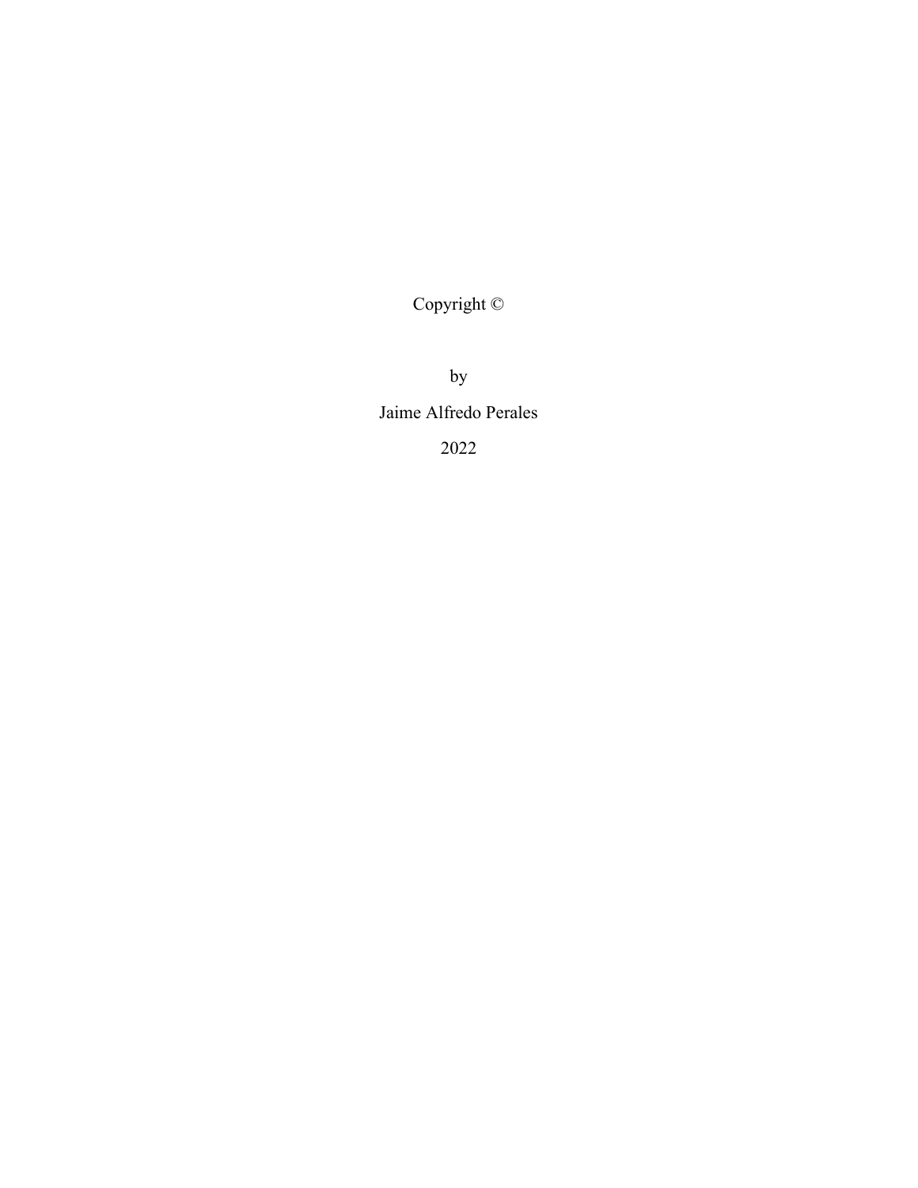Copyright ©

by

Jaime Alfredo Perales

2022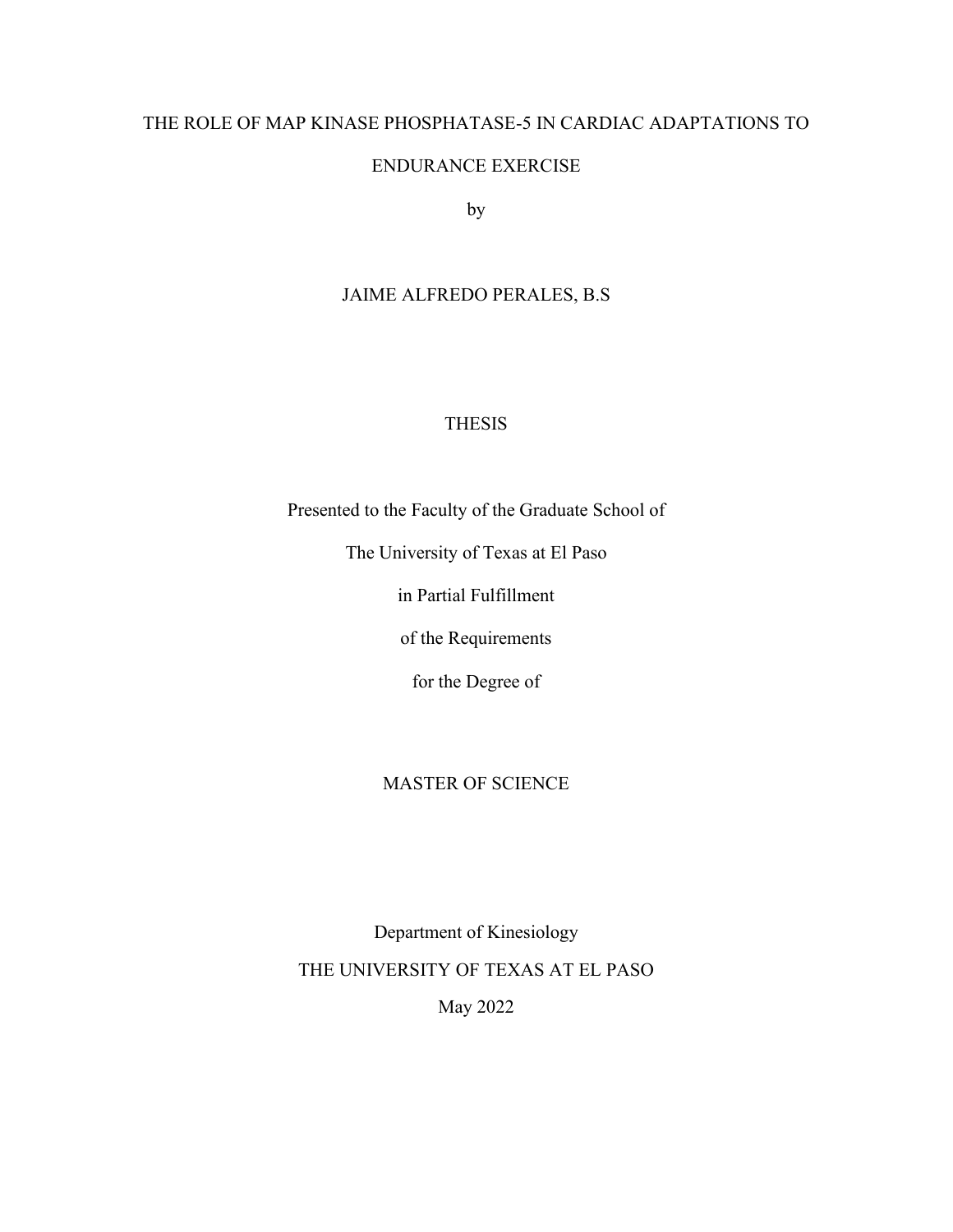# THE ROLE OF MAP KINASE PHOSPHATASE-5 IN CARDIAC ADAPTATIONS TO ENDURANCE EXERCISE

by

JAIME ALFREDO PERALES, B.S

THESIS

Presented to the Faculty of the Graduate School of

The University of Texas at El Paso

in Partial Fulfillment

of the Requirements

for the Degree of

MASTER OF SCIENCE

Department of Kinesiology

THE UNIVERSITY OF TEXAS AT EL PASO

May 2022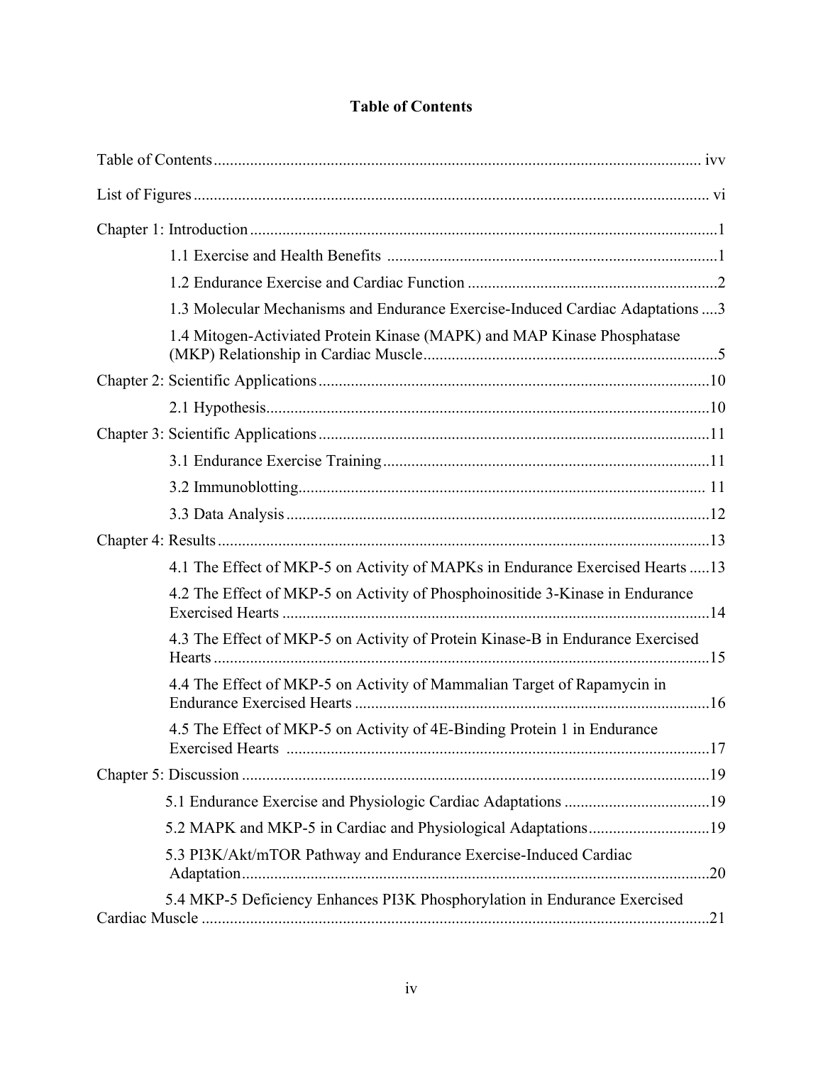# Table of Contents

Table of Contents ........................................................................................................................ ivv

List of Figures ............................................................................................................................... vi

Chapter 1: Introduction ..................................................................................................................1

- 1.1 Exercise and Health Benefits ..................................................................................1
- 1.2 Endurance Exercise and Cardiac Function ..............................................................2
- 1.3 Molecular Mechanisms and Endurance Exercise-Induced Cardiac Adaptations ....3
- 1.4 Mitogen-Activiated Protein Kinase (MAPK) and MAP Kinase Phosphatase (MKP) Relationship in Cardiac Muscle.........................................................................5

Chapter 2: Scientific Applications ................................................................................................10

- 2.1 Hypothesis.............................................................................................................10

Chapter 3: Scientific Applications ................................................................................................11

- 3.1 Endurance Exercise Training.................................................................................11
- 3.2 Immunoblotting.................................................................................................... 11
- 3.3 Data Analysis ........................................................................................................12

Chapter 4: Results .........................................................................................................................13

- 4.1 The Effect of MKP-5 on Activity of MAPKs in Endurance Exercised Hearts .....13
- 4.2 The Effect of MKP-5 on Activity of Phosphoinositide 3-Kinase in Endurance Exercised Hearts ..........................................................................................................14
- 4.3 The Effect of MKP-5 on Activity of Protein Kinase-B in Endurance Exercised Hearts ..........................................................................................................................15
- 4.4 The Effect of MKP-5 on Activity of Mammalian Target of Rapamycin in Endurance Exercised Hearts .......................................................................................16
- 4.5 The Effect of MKP-5 on Activity of 4E-Binding Protein 1 in Endurance Exercised Hearts .........................................................................................................17

Chapter 5: Discussion ...................................................................................................................19

- 5.1 Endurance Exercise and Physiologic Cardiac Adaptations ....................................19
- 5.2 MAPK and MKP-5 in Cardiac and Physiological Adaptations..............................19
- 5.3 PI3K/Akt/mTOR Pathway and Endurance Exercise-Induced Cardiac Adaptation...................................................................................................................20
- 5.4 MKP-5 Deficiency Enhances PI3K Phosphorylation in Endurance Exercised Cardiac Muscle .............................................................................................................21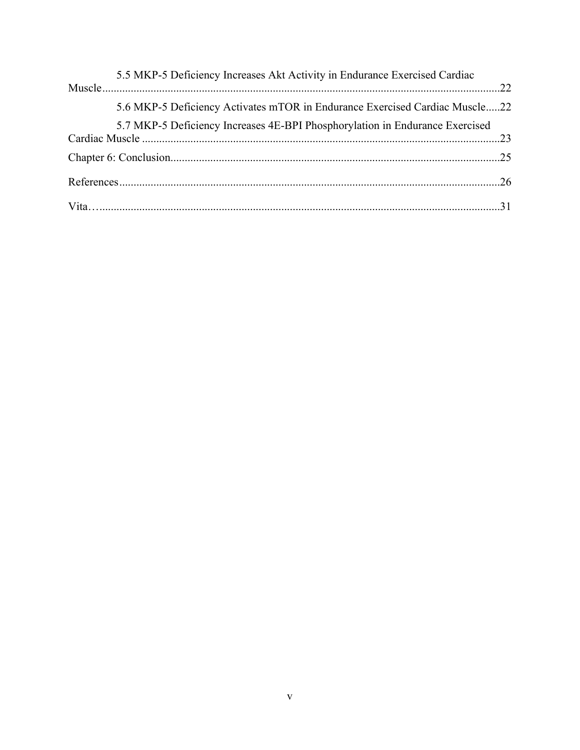5.5 MKP-5 Deficiency Increases Akt Activity in Endurance Exercised Cardiac Muscle ........ 22

5.6 MKP-5 Deficiency Activates mTOR in Endurance Exercised Cardiac Muscle ........ 22

5.7 MKP-5 Deficiency Increases 4E-BPI Phosphorylation in Endurance Exercised Cardiac Muscle ........ 23

Chapter 6: Conclusion ........ 25

References ........ 26

Vita ........ 31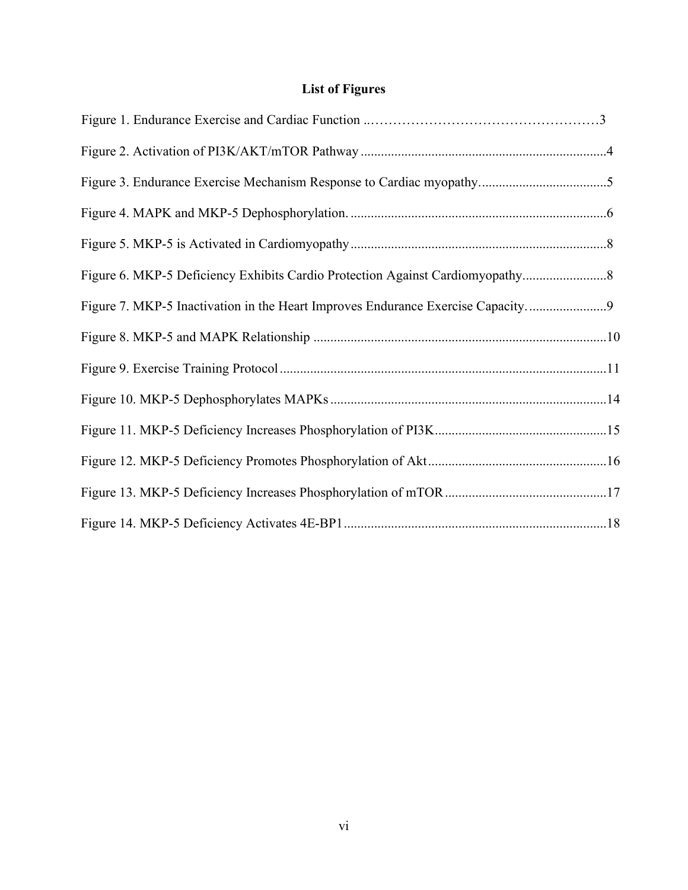# List of Figures

Figure 1. Endurance Exercise and Cardiac Function ...............................................3

Figure 2. Activation of PI3K/AKT/mTOR Pathway ...............................................4

Figure 3. Endurance Exercise Mechanism Response to Cardiac myopathy...............................................5

Figure 4. MAPK and MKP-5 Dephosphorylation. ...............................................6

Figure 5. MKP-5 is Activated in Cardiomyopathy ...............................................8

Figure 6. MKP-5 Deficiency Exhibits Cardio Protection Against Cardiomyopathy...............................................8

Figure 7. MKP-5 Inactivation in the Heart Improves Endurance Exercise Capacity. ...............................................9

Figure 8. MKP-5 and MAPK Relationship ...............................................10

Figure 9. Exercise Training Protocol ...............................................11

Figure 10. MKP-5 Dephosphorylates MAPKs ...............................................14

Figure 11. MKP-5 Deficiency Increases Phosphorylation of PI3K...............................................15

Figure 12. MKP-5 Deficiency Promotes Phosphorylation of Akt ...............................................16

Figure 13. MKP-5 Deficiency Increases Phosphorylation of mTOR ...............................................17

Figure 14. MKP-5 Deficiency Activates 4E-BP1 ...............................................18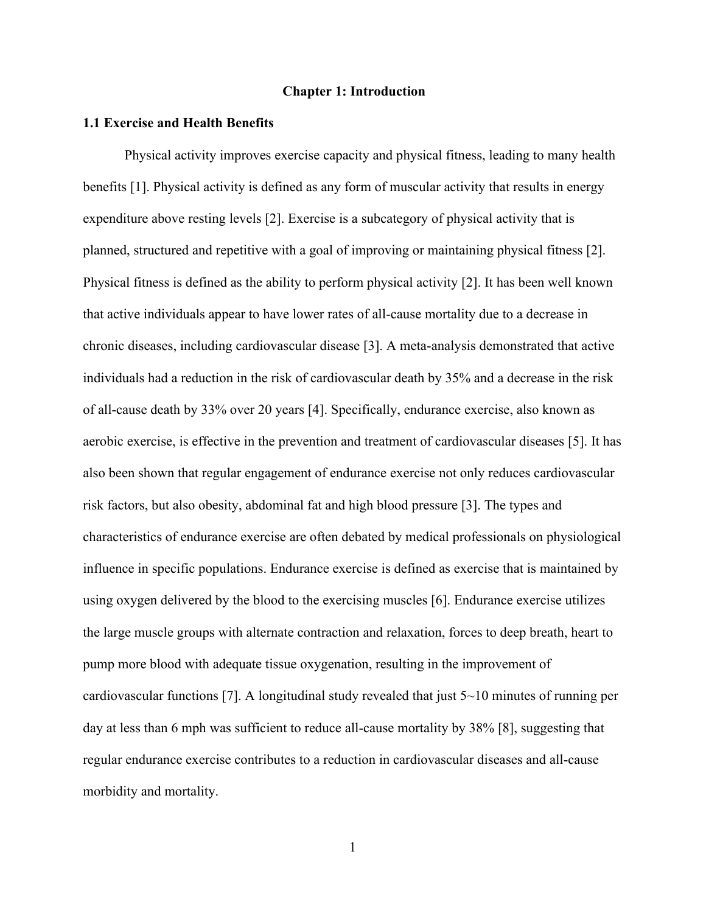# Chapter 1: Introduction

## 1.1 Exercise and Health Benefits

Physical activity improves exercise capacity and physical fitness, leading to many health benefits [1]. Physical activity is defined as any form of muscular activity that results in energy expenditure above resting levels [2]. Exercise is a subcategory of physical activity that is planned, structured and repetitive with a goal of improving or maintaining physical fitness [2]. Physical fitness is defined as the ability to perform physical activity [2]. It has been well known that active individuals appear to have lower rates of all-cause mortality due to a decrease in chronic diseases, including cardiovascular disease [3]. A meta-analysis demonstrated that active individuals had a reduction in the risk of cardiovascular death by 35% and a decrease in the risk of all-cause death by 33% over 20 years [4]. Specifically, endurance exercise, also known as aerobic exercise, is effective in the prevention and treatment of cardiovascular diseases [5]. It has also been shown that regular engagement of endurance exercise not only reduces cardiovascular risk factors, but also obesity, abdominal fat and high blood pressure [3]. The types and characteristics of endurance exercise are often debated by medical professionals on physiological influence in specific populations. Endurance exercise is defined as exercise that is maintained by using oxygen delivered by the blood to the exercising muscles [6]. Endurance exercise utilizes the large muscle groups with alternate contraction and relaxation, forces to deep breath, heart to pump more blood with adequate tissue oxygenation, resulting in the improvement of cardiovascular functions [7]. A longitudinal study revealed that just 5~10 minutes of running per day at less than 6 mph was sufficient to reduce all-cause mortality by 38% [8], suggesting that regular endurance exercise contributes to a reduction in cardiovascular diseases and all-cause morbidity and mortality.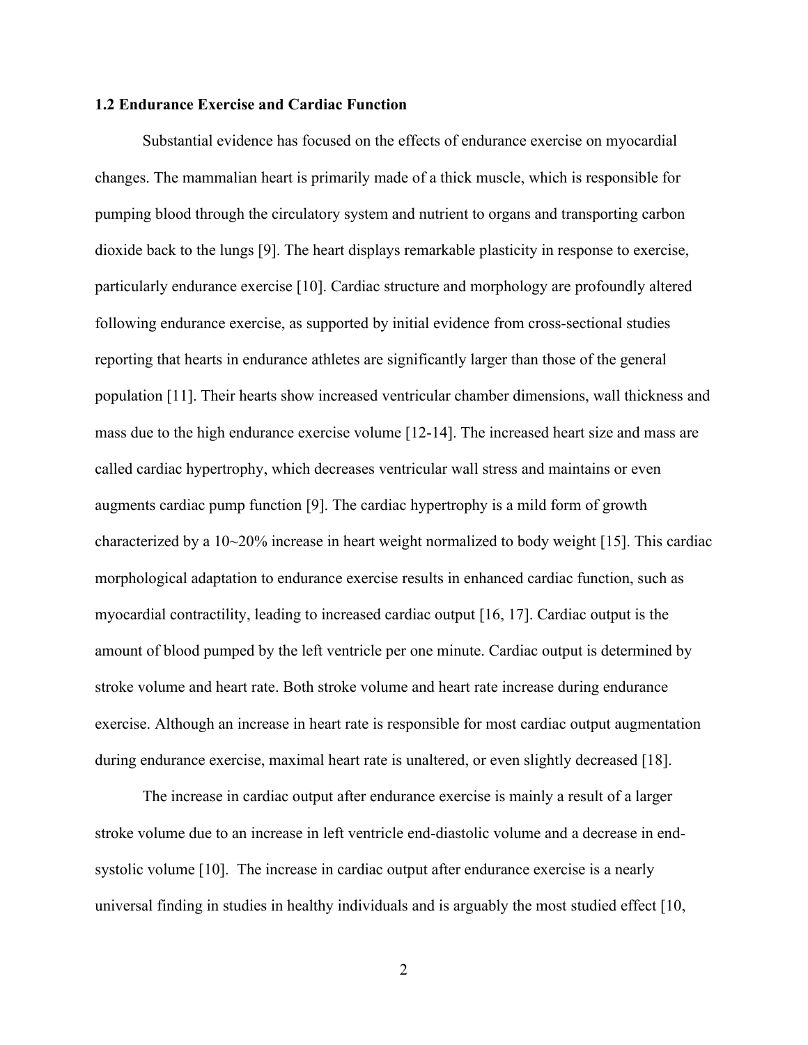### 1.2 Endurance Exercise and Cardiac Function

Substantial evidence has focused on the effects of endurance exercise on myocardial changes. The mammalian heart is primarily made of a thick muscle, which is responsible for pumping blood through the circulatory system and nutrient to organs and transporting carbon dioxide back to the lungs [9]. The heart displays remarkable plasticity in response to exercise, particularly endurance exercise [10]. Cardiac structure and morphology are profoundly altered following endurance exercise, as supported by initial evidence from cross-sectional studies reporting that hearts in endurance athletes are significantly larger than those of the general population [11]. Their hearts show increased ventricular chamber dimensions, wall thickness and mass due to the high endurance exercise volume [12-14]. The increased heart size and mass are called cardiac hypertrophy, which decreases ventricular wall stress and maintains or even augments cardiac pump function [9]. The cardiac hypertrophy is a mild form of growth characterized by a 10~20% increase in heart weight normalized to body weight [15]. This cardiac morphological adaptation to endurance exercise results in enhanced cardiac function, such as myocardial contractility, leading to increased cardiac output [16, 17]. Cardiac output is the amount of blood pumped by the left ventricle per one minute. Cardiac output is determined by stroke volume and heart rate. Both stroke volume and heart rate increase during endurance exercise. Although an increase in heart rate is responsible for most cardiac output augmentation during endurance exercise, maximal heart rate is unaltered, or even slightly decreased [18].

The increase in cardiac output after endurance exercise is mainly a result of a larger stroke volume due to an increase in left ventricle end-diastolic volume and a decrease in end-systolic volume [10]. The increase in cardiac output after endurance exercise is a nearly universal finding in studies in healthy individuals and is arguably the most studied effect [10,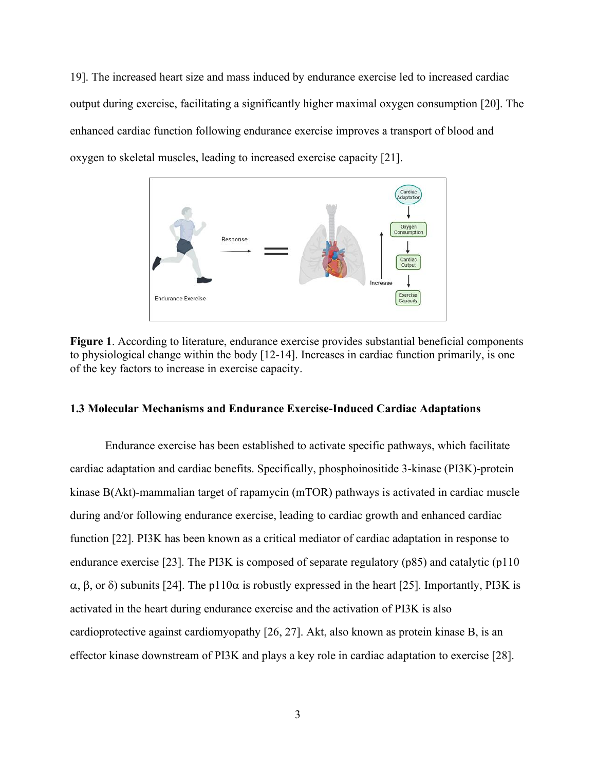19]. The increased heart size and mass induced by endurance exercise led to increased cardiac output during exercise, facilitating a significantly higher maximal oxygen consumption [20]. The enhanced cardiac function following endurance exercise improves a transport of blood and oxygen to skeletal muscles, leading to increased exercise capacity [21].

**Figure 1**. According to literature, endurance exercise provides substantial beneficial components to physiological change within the body [12-14]. Increases in cardiac function primarily, is one of the key factors to increase in exercise capacity.

### 1.3 Molecular Mechanisms and Endurance Exercise-Induced Cardiac Adaptations

Endurance exercise has been established to activate specific pathways, which facilitate cardiac adaptation and cardiac benefits. Specifically, phosphoinositide 3-kinase (PI3K)-protein kinase B(Akt)-mammalian target of rapamycin (mTOR) pathways is activated in cardiac muscle during and/or following endurance exercise, leading to cardiac growth and enhanced cardiac function [22]. PI3K has been known as a critical mediator of cardiac adaptation in response to endurance exercise [23]. The PI3K is composed of separate regulatory (p85) and catalytic (p110 $\alpha$, $\beta$, or $\delta$) subunits [24]. The p110$\alpha$ is robustly expressed in the heart [25]. Importantly, PI3K is activated in the heart during endurance exercise and the activation of PI3K is also cardioprotective against cardiomyopathy [26, 27]. Akt, also known as protein kinase B, is an effector kinase downstream of PI3K and plays a key role in cardiac adaptation to exercise [28].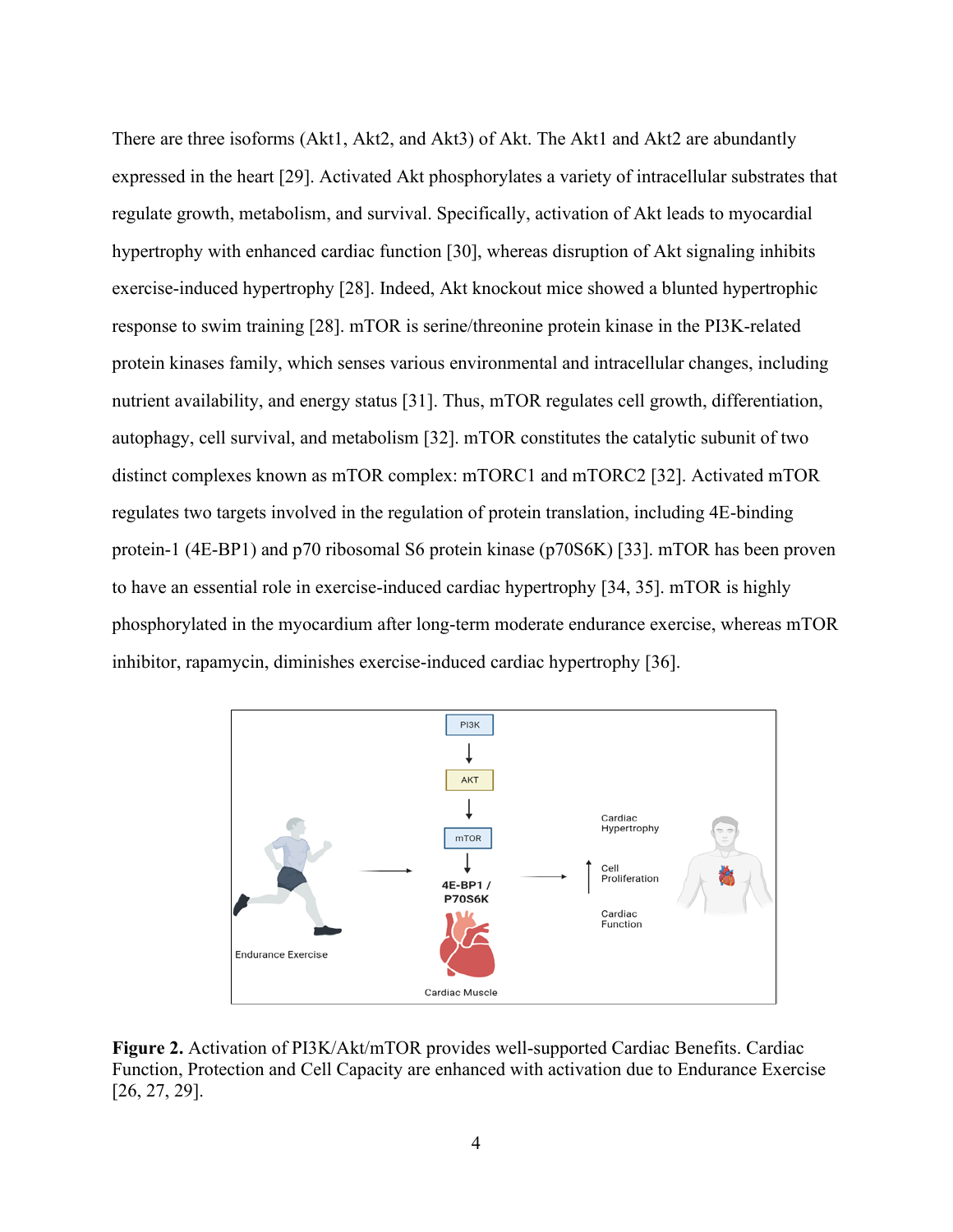There are three isoforms (Akt1, Akt2, and Akt3) of Akt. The Akt1 and Akt2 are abundantly expressed in the heart [29]. Activated Akt phosphorylates a variety of intracellular substrates that regulate growth, metabolism, and survival. Specifically, activation of Akt leads to myocardial hypertrophy with enhanced cardiac function [30], whereas disruption of Akt signaling inhibits exercise-induced hypertrophy [28]. Indeed, Akt knockout mice showed a blunted hypertrophic response to swim training [28]. mTOR is serine/threonine protein kinase in the PI3K-related protein kinases family, which senses various environmental and intracellular changes, including nutrient availability, and energy status [31]. Thus, mTOR regulates cell growth, differentiation, autophagy, cell survival, and metabolism [32]. mTOR constitutes the catalytic subunit of two distinct complexes known as mTOR complex: mTORC1 and mTORC2 [32]. Activated mTOR regulates two targets involved in the regulation of protein translation, including 4E-binding protein-1 (4E-BP1) and p70 ribosomal S6 protein kinase (p70S6K) [33]. mTOR has been proven to have an essential role in exercise-induced cardiac hypertrophy [34, 35]. mTOR is highly phosphorylated in the myocardium after long-term moderate endurance exercise, whereas mTOR inhibitor, rapamycin, diminishes exercise-induced cardiac hypertrophy [36].

**Figure 2.** Activation of PI3K/Akt/mTOR provides well-supported Cardiac Benefits. Cardiac Function, Protection and Cell Capacity are enhanced with activation due to Endurance Exercise [26, 27, 29].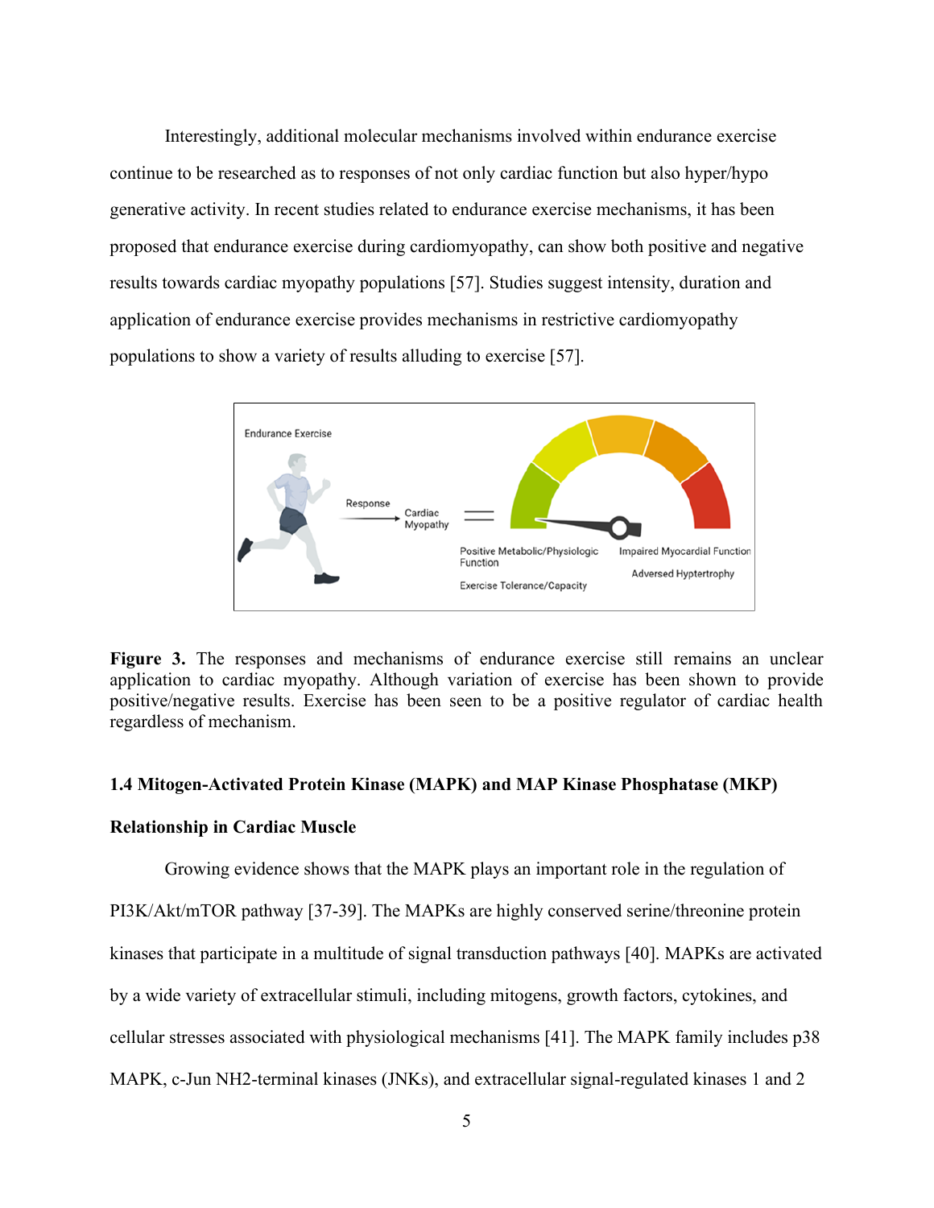Interestingly, additional molecular mechanisms involved within endurance exercise continue to be researched as to responses of not only cardiac function but also hyper/hypo generative activity. In recent studies related to endurance exercise mechanisms, it has been proposed that endurance exercise during cardiomyopathy, can show both positive and negative results towards cardiac myopathy populations [57]. Studies suggest intensity, duration and application of endurance exercise provides mechanisms in restrictive cardiomyopathy populations to show a variety of results alluding to exercise [57].

**Figure 3.** The responses and mechanisms of endurance exercise still remains an unclear application to cardiac myopathy. Although variation of exercise has been shown to provide positive/negative results. Exercise has been seen to be a positive regulator of cardiac health regardless of mechanism.

### 1.4 Mitogen-Activated Protein Kinase (MAPK) and MAP Kinase Phosphatase (MKP) Relationship in Cardiac Muscle

Growing evidence shows that the MAPK plays an important role in the regulation of PI3K/Akt/mTOR pathway [37-39]. The MAPKs are highly conserved serine/threonine protein kinases that participate in a multitude of signal transduction pathways [40]. MAPKs are activated by a wide variety of extracellular stimuli, including mitogens, growth factors, cytokines, and cellular stresses associated with physiological mechanisms [41]. The MAPK family includes p38 MAPK, c-Jun NH2-terminal kinases (JNKs), and extracellular signal-regulated kinases 1 and 2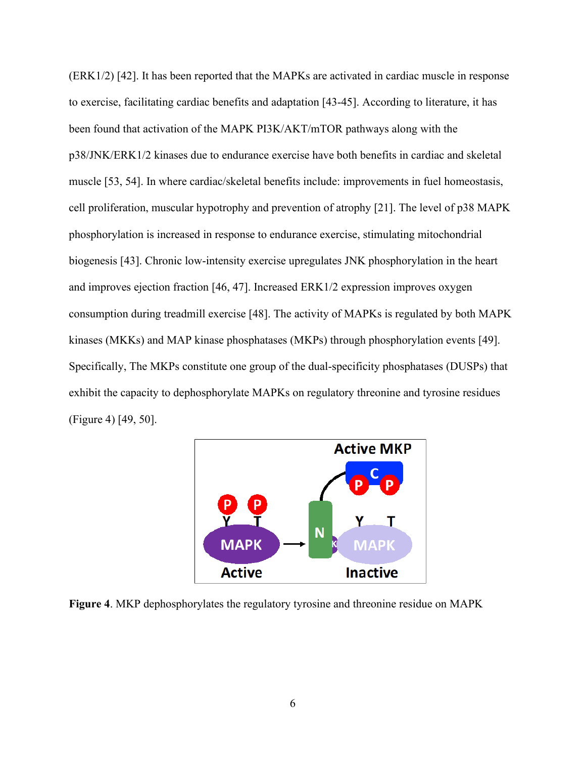(ERK1/2) [42]. It has been reported that the MAPKs are activated in cardiac muscle in response to exercise, facilitating cardiac benefits and adaptation [43-45]. According to literature, it has been found that activation of the MAPK PI3K/AKT/mTOR pathways along with the p38/JNK/ERK1/2 kinases due to endurance exercise have both benefits in cardiac and skeletal muscle [53, 54]. In where cardiac/skeletal benefits include: improvements in fuel homeostasis, cell proliferation, muscular hypotrophy and prevention of atrophy [21]. The level of p38 MAPK phosphorylation is increased in response to endurance exercise, stimulating mitochondrial biogenesis [43]. Chronic low-intensity exercise upregulates JNK phosphorylation in the heart and improves ejection fraction [46, 47]. Increased ERK1/2 expression improves oxygen consumption during treadmill exercise [48]. The activity of MAPKs is regulated by both MAPK kinases (MKKs) and MAP kinase phosphatases (MKPs) through phosphorylation events [49]. Specifically, The MKPs constitute one group of the dual-specificity phosphatases (DUSPs) that exhibit the capacity to dephosphorylate MAPKs on regulatory threonine and tyrosine residues (Figure 4) [49, 50].

**Figure 4**. MKP dephosphorylates the regulatory tyrosine and threonine residue on MAPK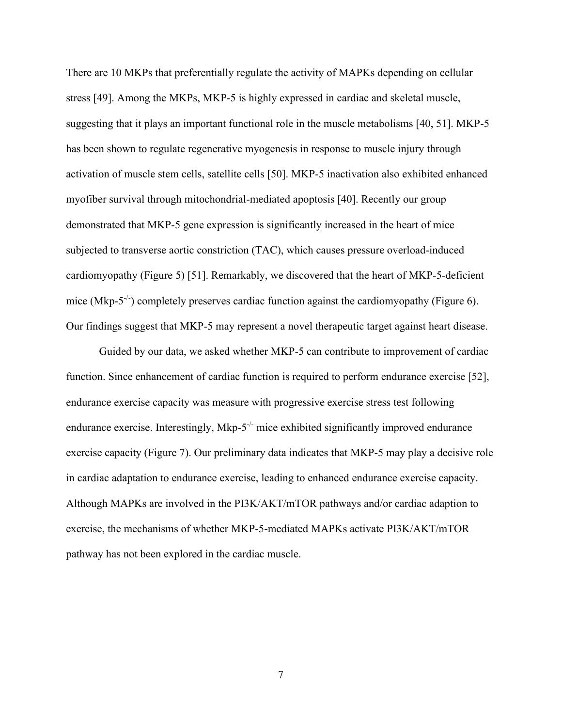There are 10 MKPs that preferentially regulate the activity of MAPKs depending on cellular stress [49]. Among the MKPs, MKP-5 is highly expressed in cardiac and skeletal muscle, suggesting that it plays an important functional role in the muscle metabolisms [40, 51]. MKP-5 has been shown to regulate regenerative myogenesis in response to muscle injury through activation of muscle stem cells, satellite cells [50]. MKP-5 inactivation also exhibited enhanced myofiber survival through mitochondrial-mediated apoptosis [40]. Recently our group demonstrated that MKP-5 gene expression is significantly increased in the heart of mice subjected to transverse aortic constriction (TAC), which causes pressure overload-induced cardiomyopathy (Figure 5) [51]. Remarkably, we discovered that the heart of MKP-5-deficient mice (Mkp-5$^{-/-}$) completely preserves cardiac function against the cardiomyopathy (Figure 6). Our findings suggest that MKP-5 may represent a novel therapeutic target against heart disease.

Guided by our data, we asked whether MKP-5 can contribute to improvement of cardiac function. Since enhancement of cardiac function is required to perform endurance exercise [52], endurance exercise capacity was measure with progressive exercise stress test following endurance exercise. Interestingly, Mkp-5$^{-/-}$ mice exhibited significantly improved endurance exercise capacity (Figure 7). Our preliminary data indicates that MKP-5 may play a decisive role in cardiac adaptation to endurance exercise, leading to enhanced endurance exercise capacity. Although MAPKs are involved in the PI3K/AKT/mTOR pathways and/or cardiac adaption to exercise, the mechanisms of whether MKP-5-mediated MAPKs activate PI3K/AKT/mTOR pathway has not been explored in the cardiac muscle.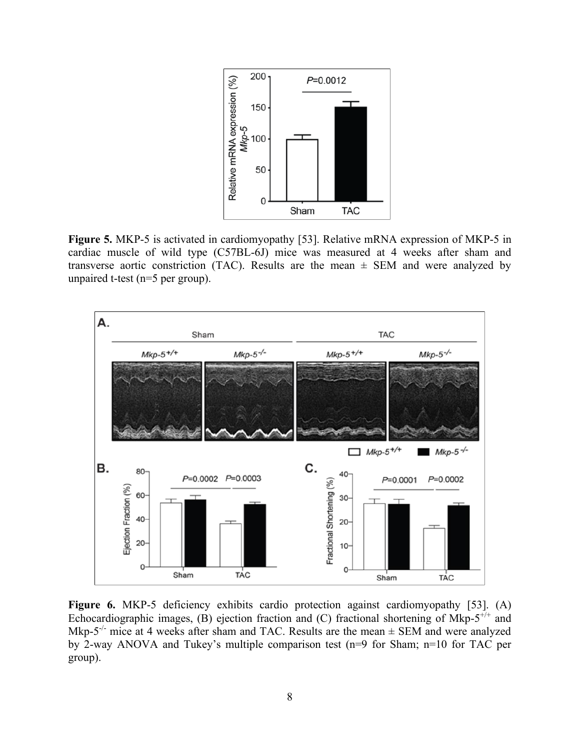**Figure 5.** MKP-5 is activated in cardiomyopathy [53]. Relative mRNA expression of MKP-5 in cardiac muscle of wild type (C57BL-6J) mice was measured at 4 weeks after sham and transverse aortic constriction (TAC). Results are the mean ± SEM and were analyzed by unpaired t-test (n=5 per group).

**Figure 6.** MKP-5 deficiency exhibits cardio protection against cardiomyopathy [53]. (A) Echocardiographic images, (B) ejection fraction and (C) fractional shortening of Mkp-5$^{+/+}$ and Mkp-5$^{-/-}$ mice at 4 weeks after sham and TAC. Results are the mean ± SEM and were analyzed by 2-way ANOVA and Tukey's multiple comparison test (n=9 for Sham; n=10 for TAC per group).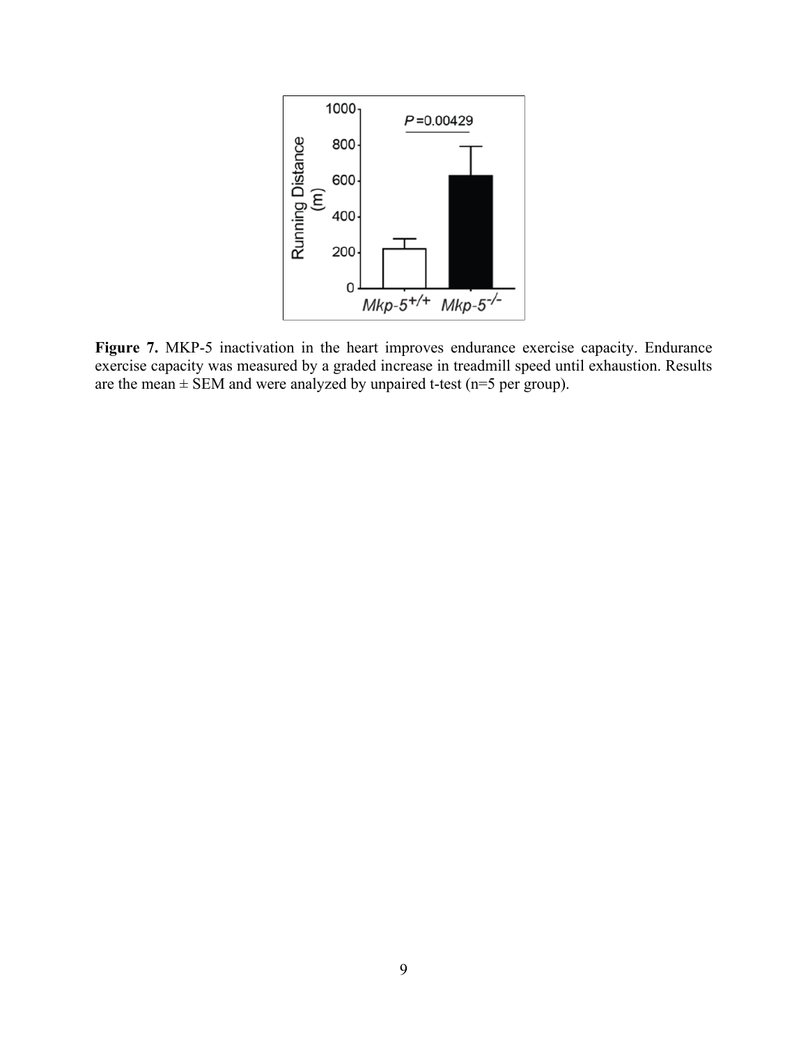**Figure 7.** MKP-5 inactivation in the heart improves endurance exercise capacity. Endurance exercise capacity was measured by a graded increase in treadmill speed until exhaustion. Results are the mean ± SEM and were analyzed by unpaired t-test (n=5 per group).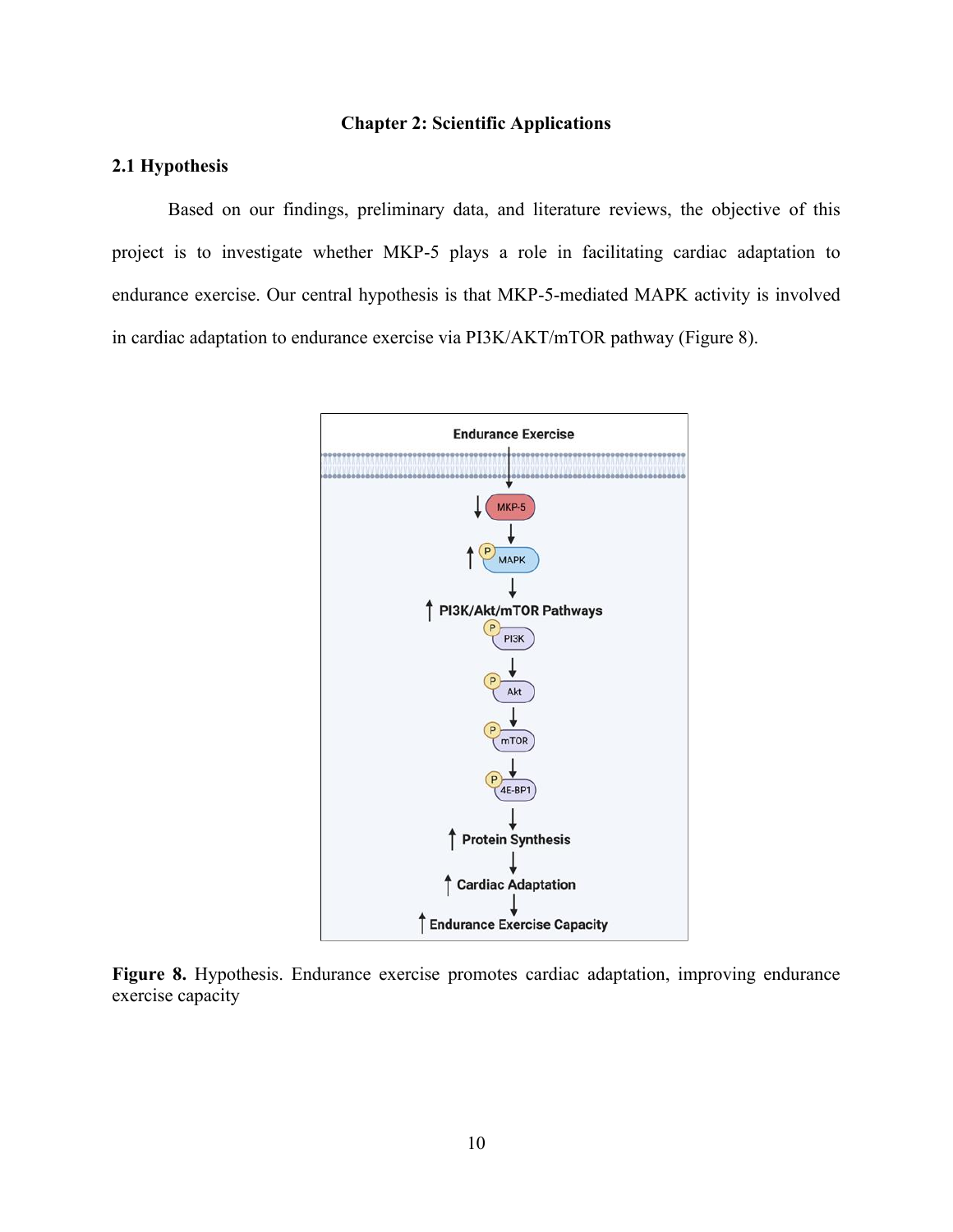# Chapter 2: Scientific Applications

## 2.1 Hypothesis

Based on our findings, preliminary data, and literature reviews, the objective of this project is to investigate whether MKP-5 plays a role in facilitating cardiac adaptation to endurance exercise. Our central hypothesis is that MKP-5-mediated MAPK activity is involved in cardiac adaptation to endurance exercise via PI3K/AKT/mTOR pathway (Figure 8).

**Figure 8.** Hypothesis. Endurance exercise promotes cardiac adaptation, improving endurance exercise capacity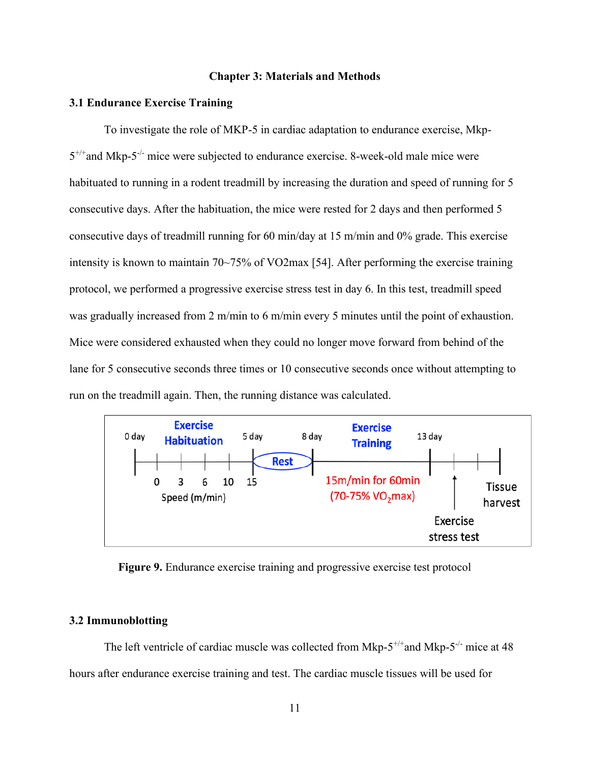## Chapter 3: Materials and Methods

### 3.1 Endurance Exercise Training

To investigate the role of MKP-5 in cardiac adaptation to endurance exercise, Mkp-$5^{+/+}$and Mkp-$5^{-/-}$ mice were subjected to endurance exercise. 8-week-old male mice were habituated to running in a rodent treadmill by increasing the duration and speed of running for 5 consecutive days. After the habituation, the mice were rested for 2 days and then performed 5 consecutive days of treadmill running for 60 min/day at 15 m/min and 0% grade. This exercise intensity is known to maintain 70~75% of VO2max [54]. After performing the exercise training protocol, we performed a progressive exercise stress test in day 6. In this test, treadmill speed was gradually increased from 2 m/min to 6 m/min every 5 minutes until the point of exhaustion. Mice were considered exhausted when they could no longer move forward from behind of the lane for 5 consecutive seconds three times or 10 consecutive seconds once without attempting to run on the treadmill again. Then, the running distance was calculated.

**Figure 9.** Endurance exercise training and progressive exercise test protocol

### 3.2 Immunoblotting

The left ventricle of cardiac muscle was collected from Mkp-$5^{+/+}$and Mkp-$5^{-/-}$ mice at 48 hours after endurance exercise training and test. The cardiac muscle tissues will be used for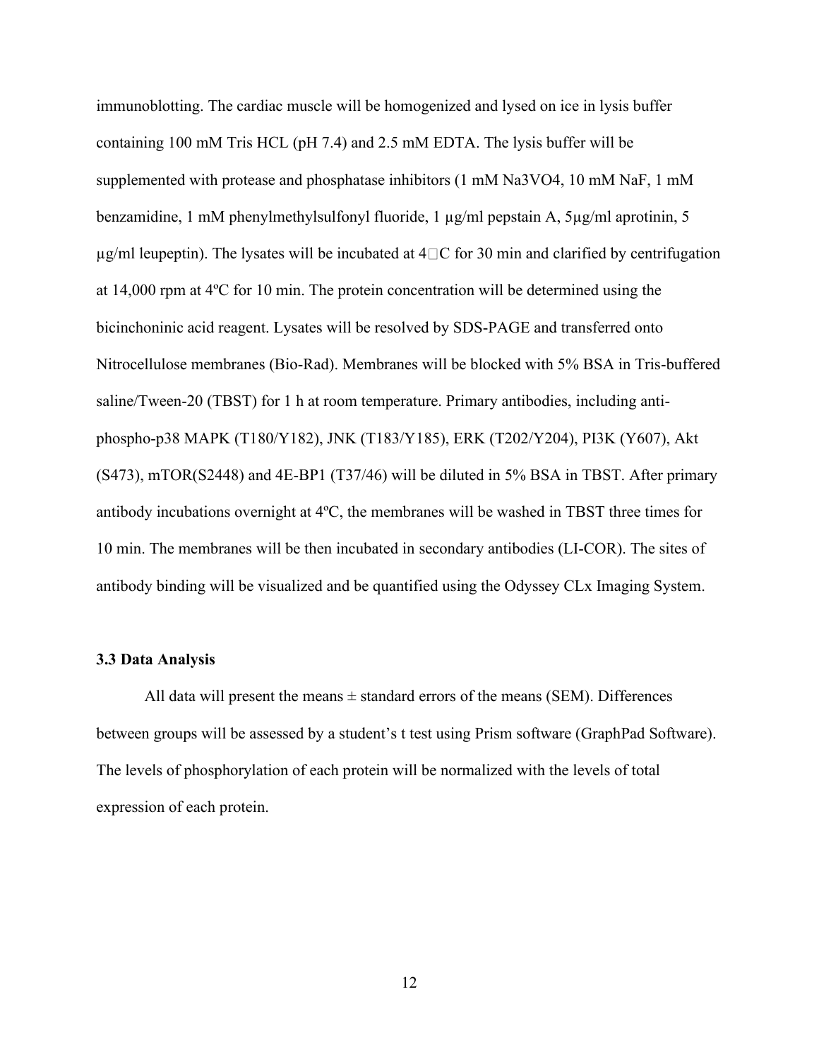immunoblotting. The cardiac muscle will be homogenized and lysed on ice in lysis buffer containing 100 mM Tris HCL (pH 7.4) and 2.5 mM EDTA. The lysis buffer will be supplemented with protease and phosphatase inhibitors (1 mM $Na_3VO_4$, 10 mM NaF, 1 mM benzamidine, 1 mM phenylmethylsulfonyl fluoride, 1 µg/ml pepstain A, 5µg/ml aprotinin, 5 µg/ml leupeptin). The lysates will be incubated at 4□C for 30 min and clarified by centrifugation at 14,000 rpm at 4ºC for 10 min. The protein concentration will be determined using the bicinchoninic acid reagent. Lysates will be resolved by SDS-PAGE and transferred onto Nitrocellulose membranes (Bio-Rad). Membranes will be blocked with 5% BSA in Tris-buffered saline/Tween-20 (TBST) for 1 h at room temperature. Primary antibodies, including anti-phospho-p38 MAPK (T180/Y182), JNK (T183/Y185), ERK (T202/Y204), PI3K (Y607), Akt (S473), mTOR(S2448) and 4E-BP1 (T37/46) will be diluted in 5% BSA in TBST. After primary antibody incubations overnight at 4ºC, the membranes will be washed in TBST three times for 10 min. The membranes will be then incubated in secondary antibodies (LI-COR). The sites of antibody binding will be visualized and be quantified using the Odyssey CLx Imaging System.

### 3.3 Data Analysis

All data will present the means ± standard errors of the means (SEM). Differences between groups will be assessed by a student's t test using Prism software (GraphPad Software). The levels of phosphorylation of each protein will be normalized with the levels of total expression of each protein.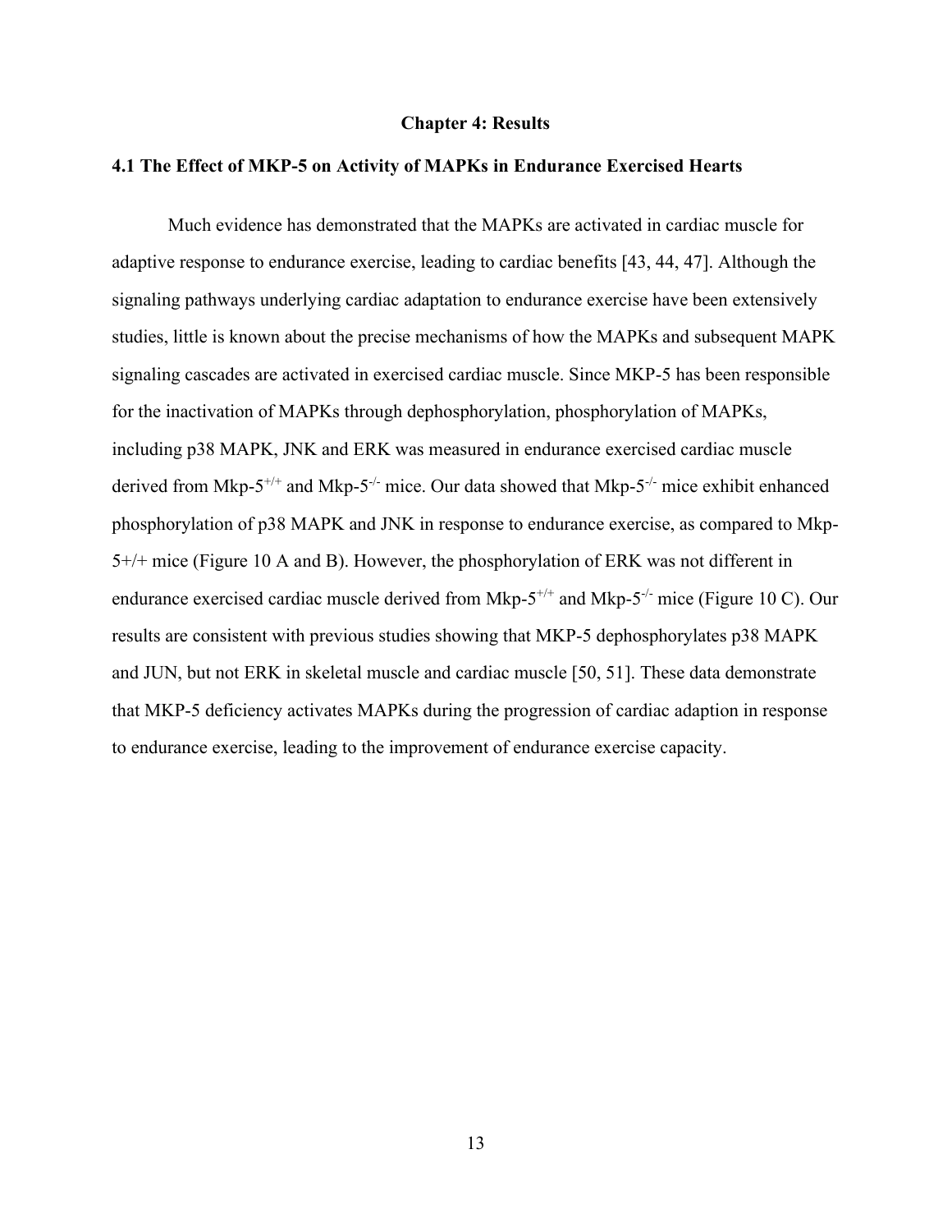# Chapter 4: Results

## 4.1 The Effect of MKP-5 on Activity of MAPKs in Endurance Exercised Hearts

Much evidence has demonstrated that the MAPKs are activated in cardiac muscle for adaptive response to endurance exercise, leading to cardiac benefits [43, 44, 47]. Although the signaling pathways underlying cardiac adaptation to endurance exercise have been extensively studies, little is known about the precise mechanisms of how the MAPKs and subsequent MAPK signaling cascades are activated in exercised cardiac muscle. Since MKP-5 has been responsible for the inactivation of MAPKs through dephosphorylation, phosphorylation of MAPKs, including p38 MAPK, JNK and ERK was measured in endurance exercised cardiac muscle derived from Mkp-$5^{+/+}$ and Mkp-$5^{-/-}$ mice. Our data showed that Mkp-$5^{-/-}$ mice exhibit enhanced phosphorylation of p38 MAPK and JNK in response to endurance exercise, as compared to Mkp-5+/+ mice (Figure 10 A and B). However, the phosphorylation of ERK was not different in endurance exercised cardiac muscle derived from Mkp-$5^{+/+}$ and Mkp-$5^{-/-}$ mice (Figure 10 C). Our results are consistent with previous studies showing that MKP-5 dephosphorylates p38 MAPK and JUN, but not ERK in skeletal muscle and cardiac muscle [50, 51]. These data demonstrate that MKP-5 deficiency activates MAPKs during the progression of cardiac adaption in response to endurance exercise, leading to the improvement of endurance exercise capacity.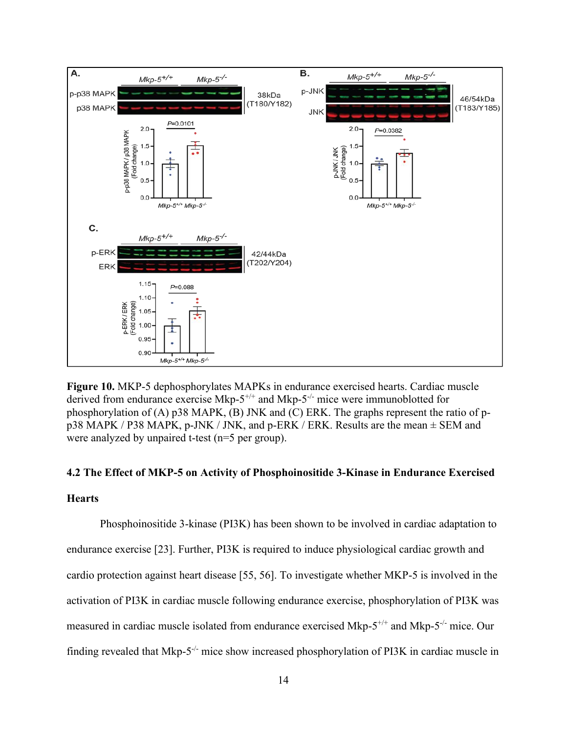**Figure 10.** MKP-5 dephosphorylates MAPKs in endurance exercised hearts. Cardiac muscle derived from endurance exercise Mkp-5$^{+/+}$ and Mkp-5$^{-/-}$ mice were immunoblotted for phosphorylation of (A) p38 MAPK, (B) JNK and (C) ERK. The graphs represent the ratio of p-p38 MAPK / P38 MAPK, p-JNK / JNK, and p-ERK / ERK. Results are the mean ± SEM and were analyzed by unpaired t-test (n=5 per group).

### 4.2 The Effect of MKP-5 on Activity of Phosphoinositide 3-Kinase in Endurance Exercised Hearts

Phosphoinositide 3-kinase (PI3K) has been shown to be involved in cardiac adaptation to endurance exercise [23]. Further, PI3K is required to induce physiological cardiac growth and cardio protection against heart disease [55, 56]. To investigate whether MKP-5 is involved in the activation of PI3K in cardiac muscle following endurance exercise, phosphorylation of PI3K was measured in cardiac muscle isolated from endurance exercised Mkp-5$^{+/+}$ and Mkp-5$^{-/-}$ mice. Our finding revealed that Mkp-5$^{-/-}$ mice show increased phosphorylation of PI3K in cardiac muscle in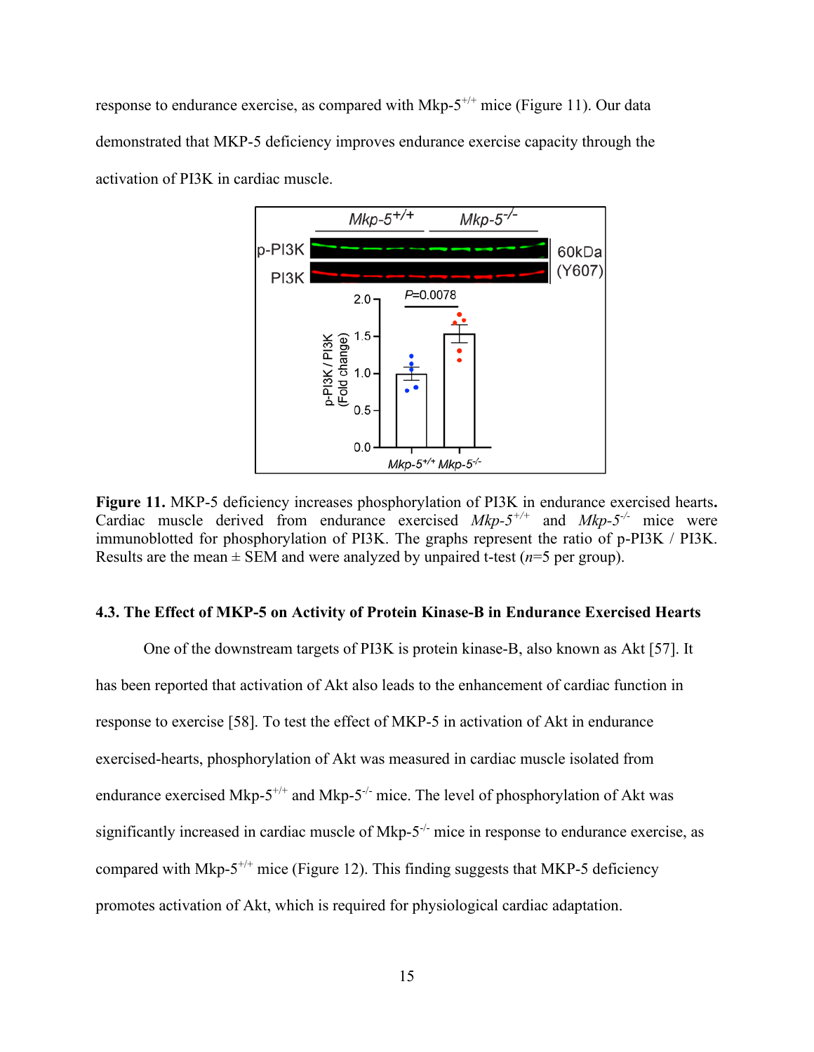response to endurance exercise, as compared with Mkp-5$^{+/+}$ mice (Figure 11). Our data demonstrated that MKP-5 deficiency improves endurance exercise capacity through the activation of PI3K in cardiac muscle.

**Figure 11.** MKP-5 deficiency increases phosphorylation of PI3K in endurance exercised hearts**.** Cardiac muscle derived from endurance exercised *Mkp-5*$^{+/+}$ and *Mkp-5*$^{-/-}$ mice were immunoblotted for phosphorylation of PI3K. The graphs represent the ratio of p-PI3K / PI3K. Results are the mean ± SEM and were analyzed by unpaired t-test (*n*=5 per group).

### 4.3. The Effect of MKP-5 on Activity of Protein Kinase-B in Endurance Exercised Hearts

One of the downstream targets of PI3K is protein kinase-B, also known as Akt [57]. It has been reported that activation of Akt also leads to the enhancement of cardiac function in response to exercise [58]. To test the effect of MKP-5 in activation of Akt in endurance exercised-hearts, phosphorylation of Akt was measured in cardiac muscle isolated from endurance exercised Mkp-5$^{+/+}$ and Mkp-5$^{-/-}$ mice. The level of phosphorylation of Akt was significantly increased in cardiac muscle of Mkp-5$^{-/-}$ mice in response to endurance exercise, as compared with Mkp-5$^{+/+}$ mice (Figure 12). This finding suggests that MKP-5 deficiency promotes activation of Akt, which is required for physiological cardiac adaptation.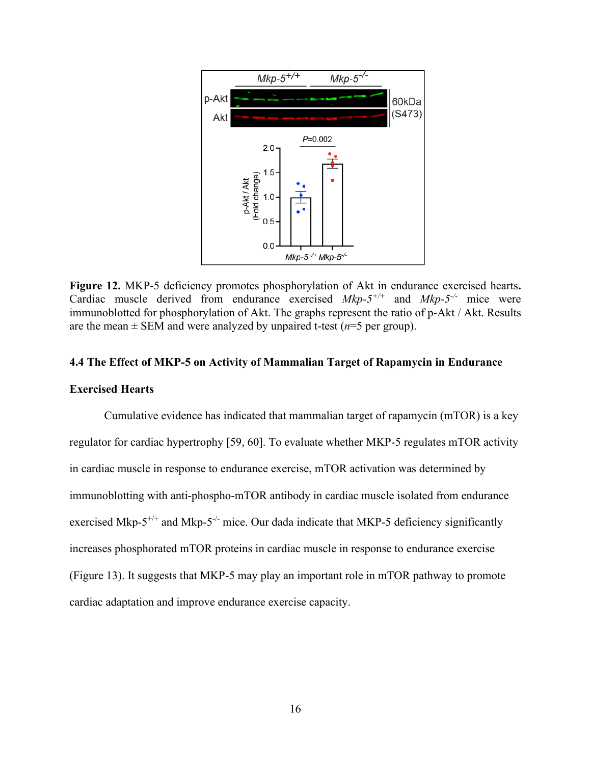**Figure 12.** MKP-5 deficiency promotes phosphorylation of Akt in endurance exercised hearts**.** Cardiac muscle derived from endurance exercised *Mkp-5*$^{+/+}$ and *Mkp-5*$^{-/-}$ mice were immunoblotted for phosphorylation of Akt. The graphs represent the ratio of p-Akt / Akt. Results are the mean ± SEM and were analyzed by unpaired t-test (*n*=5 per group).

### 4.4 The Effect of MKP-5 on Activity of Mammalian Target of Rapamycin in Endurance Exercised Hearts

Cumulative evidence has indicated that mammalian target of rapamycin (mTOR) is a key regulator for cardiac hypertrophy [59, 60]. To evaluate whether MKP-5 regulates mTOR activity in cardiac muscle in response to endurance exercise, mTOR activation was determined by immunoblotting with anti-phospho-mTOR antibody in cardiac muscle isolated from endurance exercised Mkp-5$^{+/+}$ and Mkp-5$^{-/-}$ mice. Our dada indicate that MKP-5 deficiency significantly increases phosphorated mTOR proteins in cardiac muscle in response to endurance exercise (Figure 13). It suggests that MKP-5 may play an important role in mTOR pathway to promote cardiac adaptation and improve endurance exercise capacity.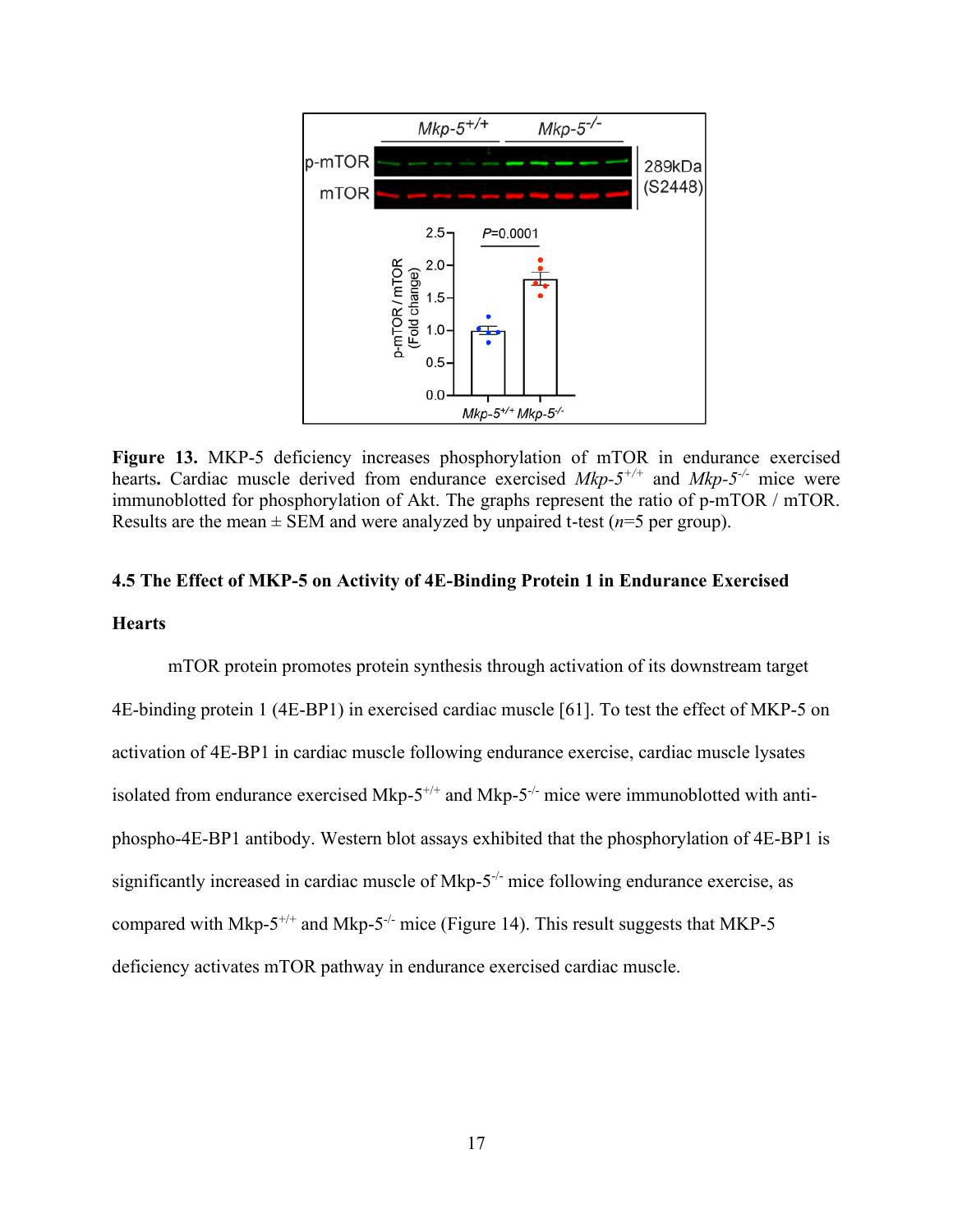**Figure 13.** MKP-5 deficiency increases phosphorylation of mTOR in endurance exercised hearts**.** Cardiac muscle derived from endurance exercised *Mkp-5*$^{+/+}$ and *Mkp-5*$^{-/-}$ mice were immunoblotted for phosphorylation of Akt. The graphs represent the ratio of p-mTOR / mTOR. Results are the mean ± SEM and were analyzed by unpaired t-test (*n*=5 per group).

### 4.5 The Effect of MKP-5 on Activity of 4E-Binding Protein 1 in Endurance Exercised Hearts

mTOR protein promotes protein synthesis through activation of its downstream target 4E-binding protein 1 (4E-BP1) in exercised cardiac muscle [61]. To test the effect of MKP-5 on activation of 4E-BP1 in cardiac muscle following endurance exercise, cardiac muscle lysates isolated from endurance exercised Mkp-5$^{+/+}$ and Mkp-5$^{-/-}$ mice were immunoblotted with anti-phospho-4E-BP1 antibody. Western blot assays exhibited that the phosphorylation of 4E-BP1 is significantly increased in cardiac muscle of Mkp-5$^{-/-}$ mice following endurance exercise, as compared with Mkp-5$^{+/+}$ and Mkp-5$^{-/-}$ mice (Figure 14). This result suggests that MKP-5 deficiency activates mTOR pathway in endurance exercised cardiac muscle.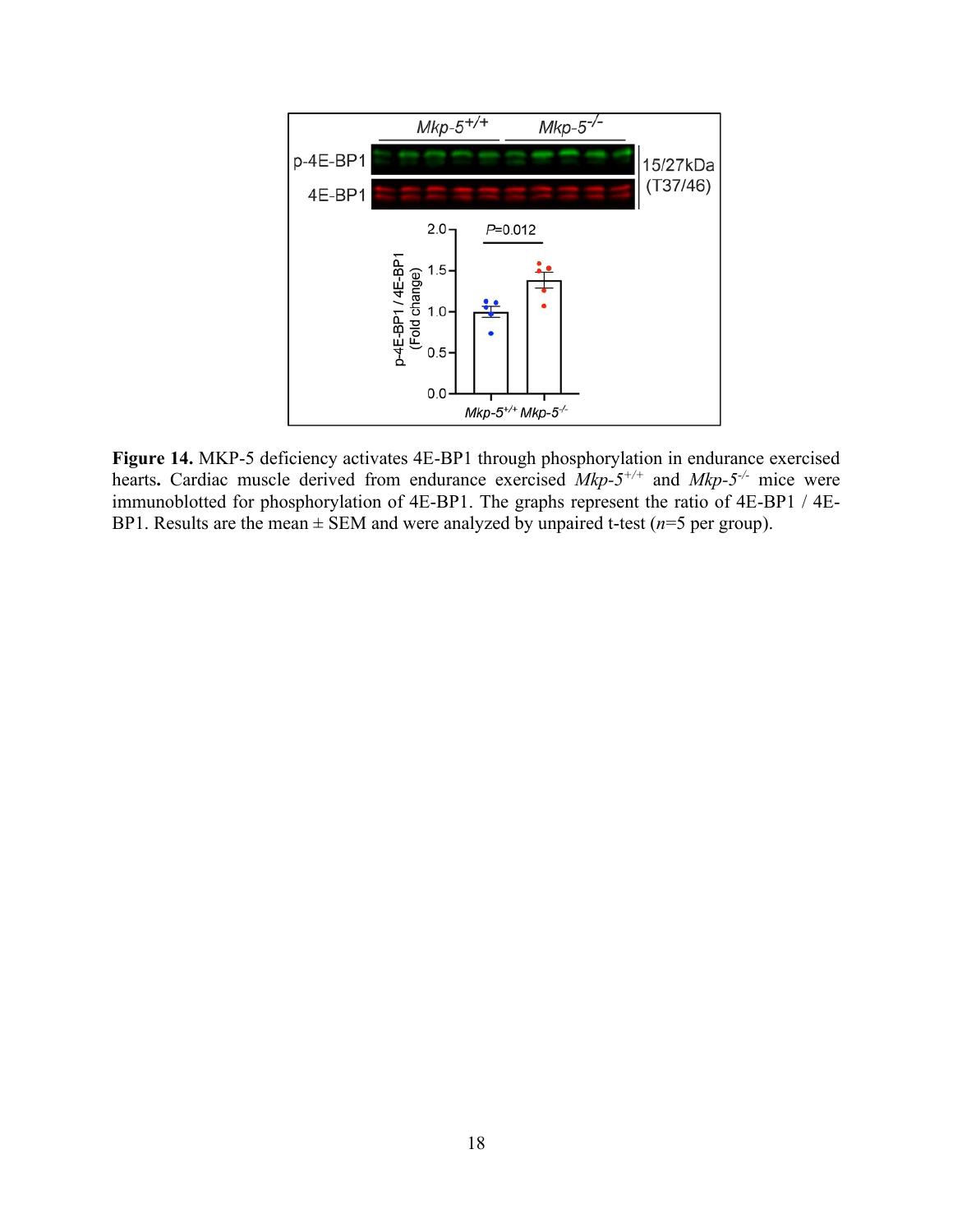**Figure 14.** MKP-5 deficiency activates 4E-BP1 through phosphorylation in endurance exercised hearts**.** Cardiac muscle derived from endurance exercised *Mkp-5*$^{+/+}$ and *Mkp-5*$^{-/-}$ mice were immunoblotted for phosphorylation of 4E-BP1. The graphs represent the ratio of 4E-BP1 / 4E-BP1. Results are the mean ± SEM and were analyzed by unpaired t-test ($n$=5 per group).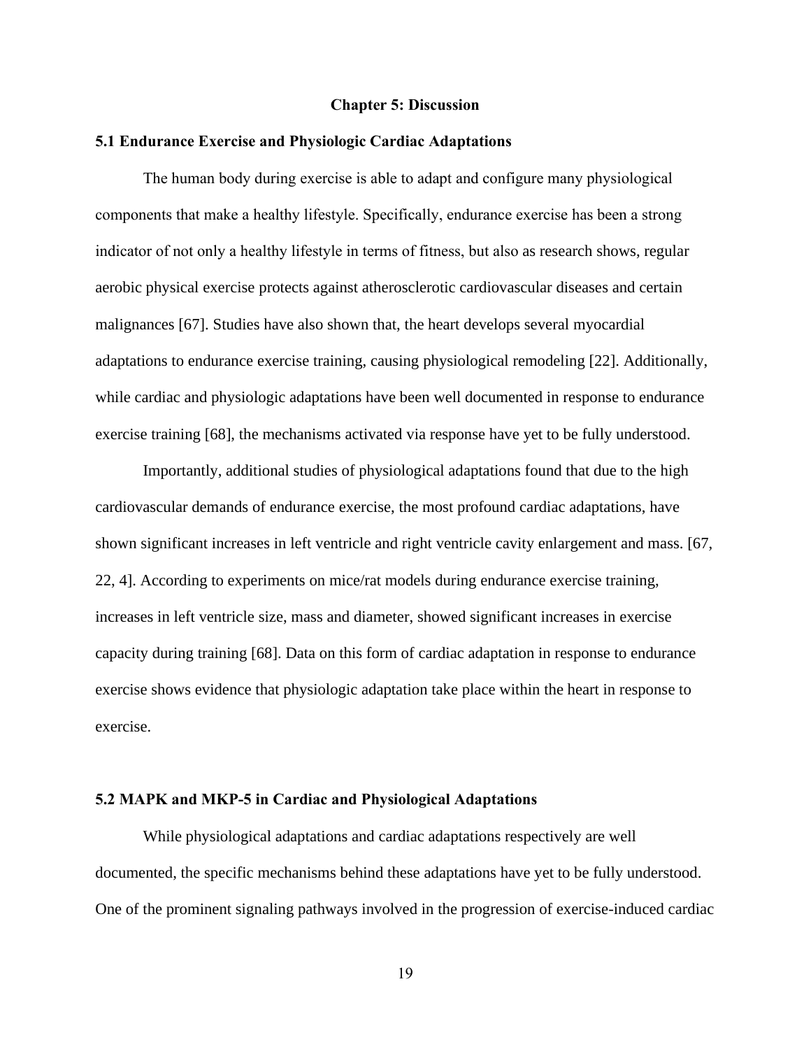# Chapter 5: Discussion

## 5.1 Endurance Exercise and Physiologic Cardiac Adaptations

The human body during exercise is able to adapt and configure many physiological components that make a healthy lifestyle. Specifically, endurance exercise has been a strong indicator of not only a healthy lifestyle in terms of fitness, but also as research shows, regular aerobic physical exercise protects against atherosclerotic cardiovascular diseases and certain malignances [67]. Studies have also shown that, the heart develops several myocardial adaptations to endurance exercise training, causing physiological remodeling [22]. Additionally, while cardiac and physiologic adaptations have been well documented in response to endurance exercise training [68], the mechanisms activated via response have yet to be fully understood.

Importantly, additional studies of physiological adaptations found that due to the high cardiovascular demands of endurance exercise, the most profound cardiac adaptations, have shown significant increases in left ventricle and right ventricle cavity enlargement and mass. [67, 22, 4]. According to experiments on mice/rat models during endurance exercise training, increases in left ventricle size, mass and diameter, showed significant increases in exercise capacity during training [68]. Data on this form of cardiac adaptation in response to endurance exercise shows evidence that physiologic adaptation take place within the heart in response to exercise.

## 5.2 MAPK and MKP-5 in Cardiac and Physiological Adaptations

While physiological adaptations and cardiac adaptations respectively are well documented, the specific mechanisms behind these adaptations have yet to be fully understood. One of the prominent signaling pathways involved in the progression of exercise-induced cardiac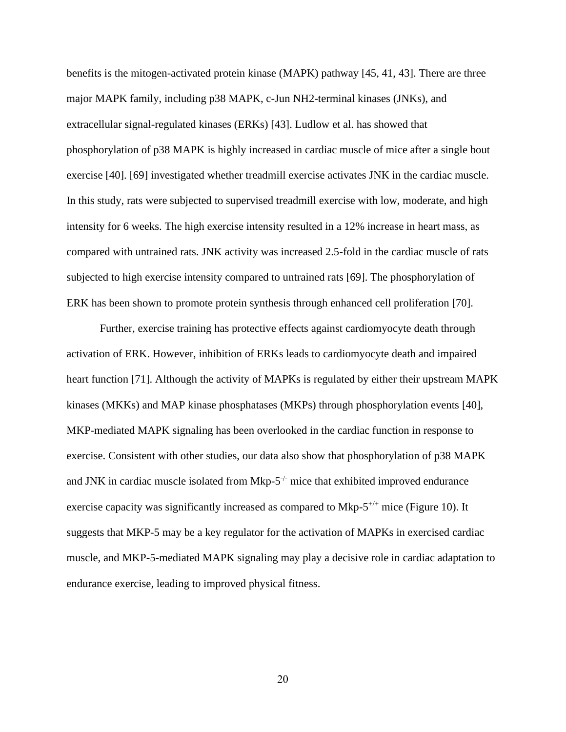benefits is the mitogen-activated protein kinase (MAPK) pathway [45, 41, 43]. There are three major MAPK family, including p38 MAPK, c-Jun NH2-terminal kinases (JNKs), and extracellular signal-regulated kinases (ERKs) [43]. Ludlow et al. has showed that phosphorylation of p38 MAPK is highly increased in cardiac muscle of mice after a single bout exercise [40]. [69] investigated whether treadmill exercise activates JNK in the cardiac muscle. In this study, rats were subjected to supervised treadmill exercise with low, moderate, and high intensity for 6 weeks. The high exercise intensity resulted in a 12% increase in heart mass, as compared with untrained rats. JNK activity was increased 2.5-fold in the cardiac muscle of rats subjected to high exercise intensity compared to untrained rats [69]. The phosphorylation of ERK has been shown to promote protein synthesis through enhanced cell proliferation [70].

Further, exercise training has protective effects against cardiomyocyte death through activation of ERK. However, inhibition of ERKs leads to cardiomyocyte death and impaired heart function [71]. Although the activity of MAPKs is regulated by either their upstream MAPK kinases (MKKs) and MAP kinase phosphatases (MKPs) through phosphorylation events [40], MKP-mediated MAPK signaling has been overlooked in the cardiac function in response to exercise. Consistent with other studies, our data also show that phosphorylation of p38 MAPK and JNK in cardiac muscle isolated from Mkp-5$^{-/-}$ mice that exhibited improved endurance exercise capacity was significantly increased as compared to Mkp-5$^{+/+}$ mice (Figure 10). It suggests that MKP-5 may be a key regulator for the activation of MAPKs in exercised cardiac muscle, and MKP-5-mediated MAPK signaling may play a decisive role in cardiac adaptation to endurance exercise, leading to improved physical fitness.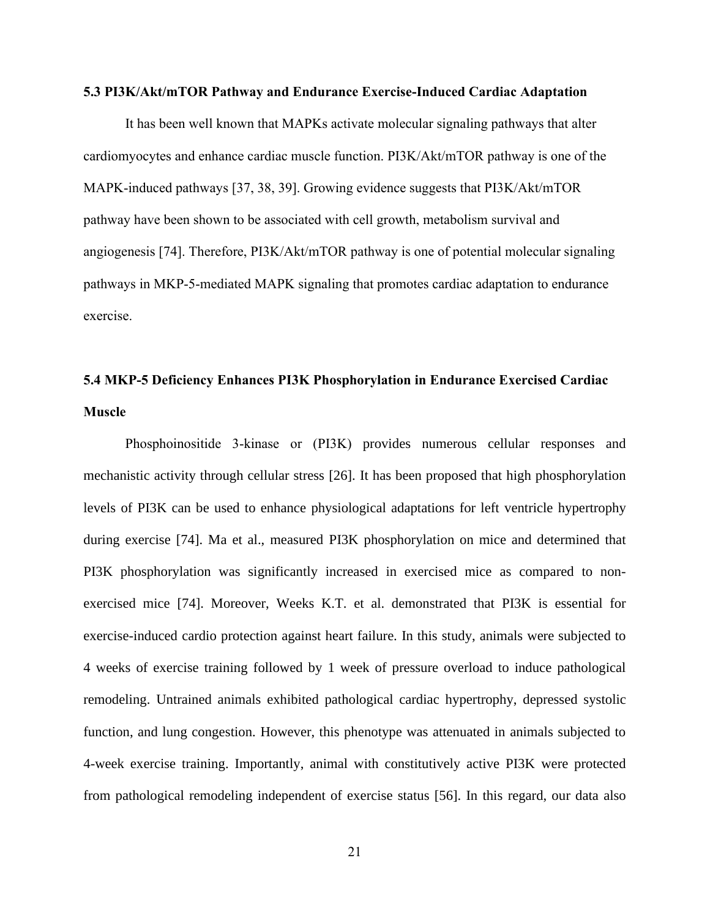### 5.3 PI3K/Akt/mTOR Pathway and Endurance Exercise-Induced Cardiac Adaptation

It has been well known that MAPKs activate molecular signaling pathways that alter cardiomyocytes and enhance cardiac muscle function. PI3K/Akt/mTOR pathway is one of the MAPK-induced pathways [37, 38, 39]. Growing evidence suggests that PI3K/Akt/mTOR pathway have been shown to be associated with cell growth, metabolism survival and angiogenesis [74]. Therefore, PI3K/Akt/mTOR pathway is one of potential molecular signaling pathways in MKP-5-mediated MAPK signaling that promotes cardiac adaptation to endurance exercise.

### 5.4 MKP-5 Deficiency Enhances PI3K Phosphorylation in Endurance Exercised Cardiac Muscle

Phosphoinositide 3-kinase or (PI3K) provides numerous cellular responses and mechanistic activity through cellular stress [26]. It has been proposed that high phosphorylation levels of PI3K can be used to enhance physiological adaptations for left ventricle hypertrophy during exercise [74]. Ma et al., measured PI3K phosphorylation on mice and determined that PI3K phosphorylation was significantly increased in exercised mice as compared to non-exercised mice [74]. Moreover, Weeks K.T. et al. demonstrated that PI3K is essential for exercise-induced cardio protection against heart failure. In this study, animals were subjected to 4 weeks of exercise training followed by 1 week of pressure overload to induce pathological remodeling. Untrained animals exhibited pathological cardiac hypertrophy, depressed systolic function, and lung congestion. However, this phenotype was attenuated in animals subjected to 4-week exercise training. Importantly, animal with constitutively active PI3K were protected from pathological remodeling independent of exercise status [56]. In this regard, our data also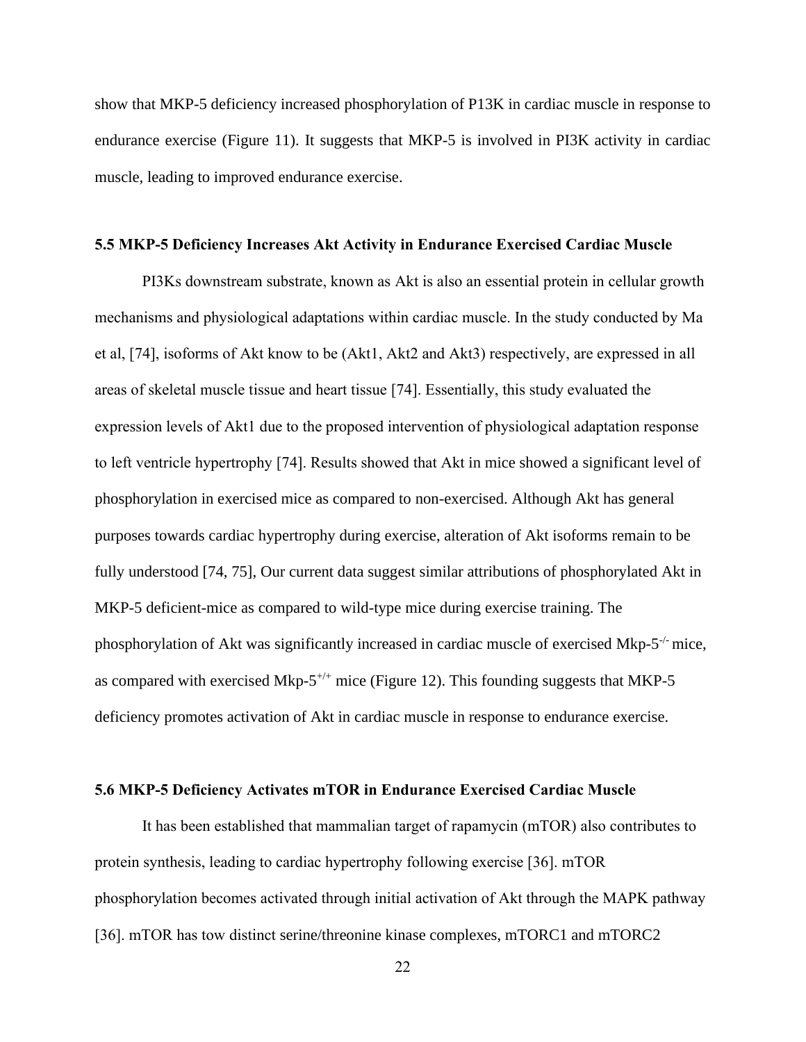show that MKP-5 deficiency increased phosphorylation of P13K in cardiac muscle in response to endurance exercise (Figure 11). It suggests that MKP-5 is involved in PI3K activity in cardiac muscle, leading to improved endurance exercise.

### 5.5 MKP-5 Deficiency Increases Akt Activity in Endurance Exercised Cardiac Muscle

PI3Ks downstream substrate, known as Akt is also an essential protein in cellular growth mechanisms and physiological adaptations within cardiac muscle. In the study conducted by Ma et al, [74], isoforms of Akt know to be (Akt1, Akt2 and Akt3) respectively, are expressed in all areas of skeletal muscle tissue and heart tissue [74]. Essentially, this study evaluated the expression levels of Akt1 due to the proposed intervention of physiological adaptation response to left ventricle hypertrophy [74]. Results showed that Akt in mice showed a significant level of phosphorylation in exercised mice as compared to non-exercised. Although Akt has general purposes towards cardiac hypertrophy during exercise, alteration of Akt isoforms remain to be fully understood [74, 75], Our current data suggest similar attributions of phosphorylated Akt in MKP-5 deficient-mice as compared to wild-type mice during exercise training. The phosphorylation of Akt was significantly increased in cardiac muscle of exercised Mkp-5$^{-/-}$ mice, as compared with exercised Mkp-5$^{+/+}$ mice (Figure 12). This founding suggests that MKP-5 deficiency promotes activation of Akt in cardiac muscle in response to endurance exercise.

### 5.6 MKP-5 Deficiency Activates mTOR in Endurance Exercised Cardiac Muscle

It has been established that mammalian target of rapamycin (mTOR) also contributes to protein synthesis, leading to cardiac hypertrophy following exercise [36]. mTOR phosphorylation becomes activated through initial activation of Akt through the MAPK pathway [36]. mTOR has tow distinct serine/threonine kinase complexes, mTORC1 and mTORC2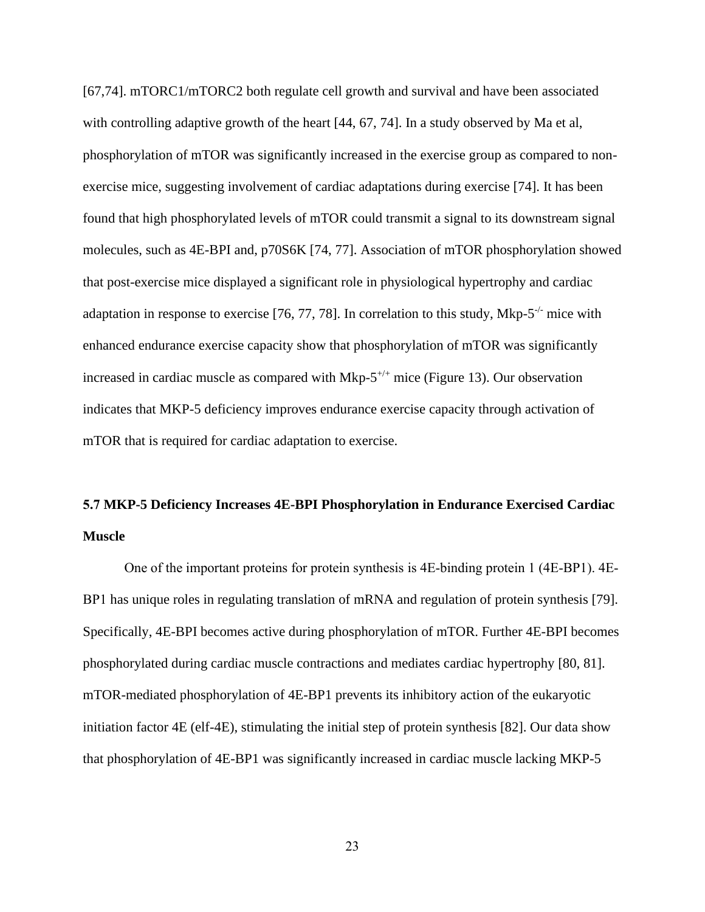[67,74]. mTORC1/mTORC2 both regulate cell growth and survival and have been associated with controlling adaptive growth of the heart [44, 67, 74]. In a study observed by Ma et al, phosphorylation of mTOR was significantly increased in the exercise group as compared to non-exercise mice, suggesting involvement of cardiac adaptations during exercise [74]. It has been found that high phosphorylated levels of mTOR could transmit a signal to its downstream signal molecules, such as 4E-BPI and, p70S6K [74, 77]. Association of mTOR phosphorylation showed that post-exercise mice displayed a significant role in physiological hypertrophy and cardiac adaptation in response to exercise [76, 77, 78]. In correlation to this study, Mkp-$5^{-/-}$ mice with enhanced endurance exercise capacity show that phosphorylation of mTOR was significantly increased in cardiac muscle as compared with Mkp-$5^{+/+}$ mice (Figure 13). Our observation indicates that MKP-5 deficiency improves endurance exercise capacity through activation of mTOR that is required for cardiac adaptation to exercise.

### 5.7 MKP-5 Deficiency Increases 4E-BPI Phosphorylation in Endurance Exercised Cardiac Muscle

One of the important proteins for protein synthesis is 4E-binding protein 1 (4E-BP1). 4E-BP1 has unique roles in regulating translation of mRNA and regulation of protein synthesis [79]. Specifically, 4E-BPI becomes active during phosphorylation of mTOR. Further 4E-BPI becomes phosphorylated during cardiac muscle contractions and mediates cardiac hypertrophy [80, 81]. mTOR-mediated phosphorylation of 4E-BP1 prevents its inhibitory action of the eukaryotic initiation factor 4E (elf-4E), stimulating the initial step of protein synthesis [82]. Our data show that phosphorylation of 4E-BP1 was significantly increased in cardiac muscle lacking MKP-5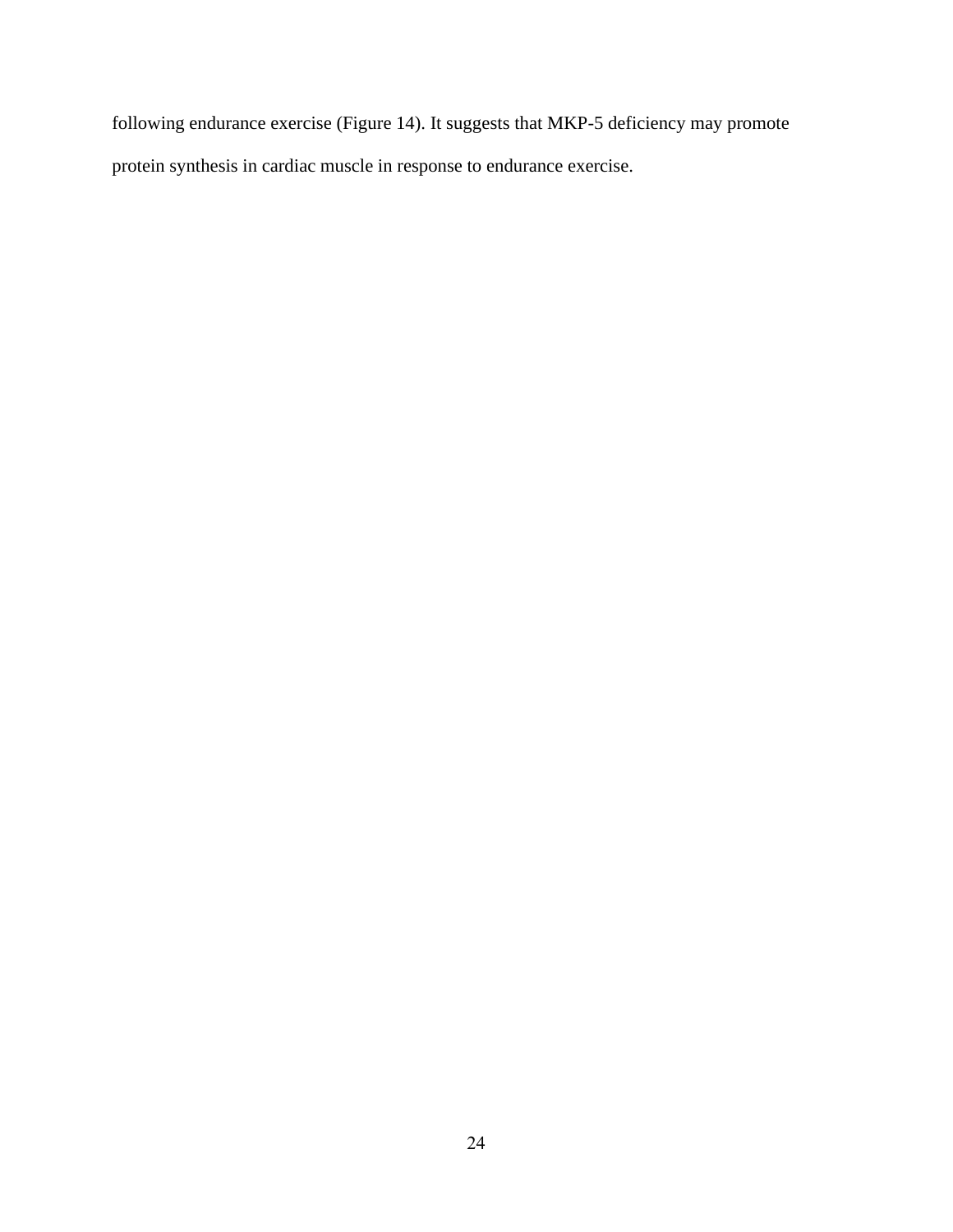following endurance exercise (Figure 14). It suggests that MKP-5 deficiency may promote protein synthesis in cardiac muscle in response to endurance exercise.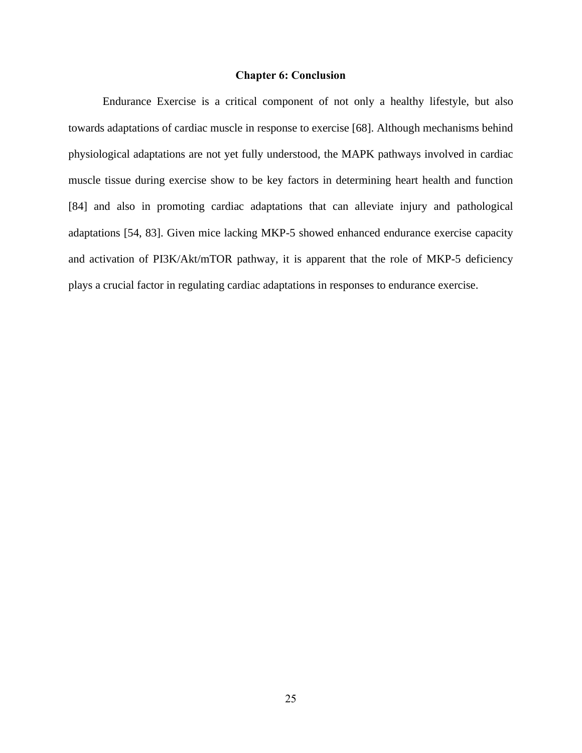# Chapter 6: Conclusion

Endurance Exercise is a critical component of not only a healthy lifestyle, but also towards adaptations of cardiac muscle in response to exercise [68]. Although mechanisms behind physiological adaptations are not yet fully understood, the MAPK pathways involved in cardiac muscle tissue during exercise show to be key factors in determining heart health and function [84] and also in promoting cardiac adaptations that can alleviate injury and pathological adaptations [54, 83]. Given mice lacking MKP-5 showed enhanced endurance exercise capacity and activation of PI3K/Akt/mTOR pathway, it is apparent that the role of MKP-5 deficiency plays a crucial factor in regulating cardiac adaptations in responses to endurance exercise.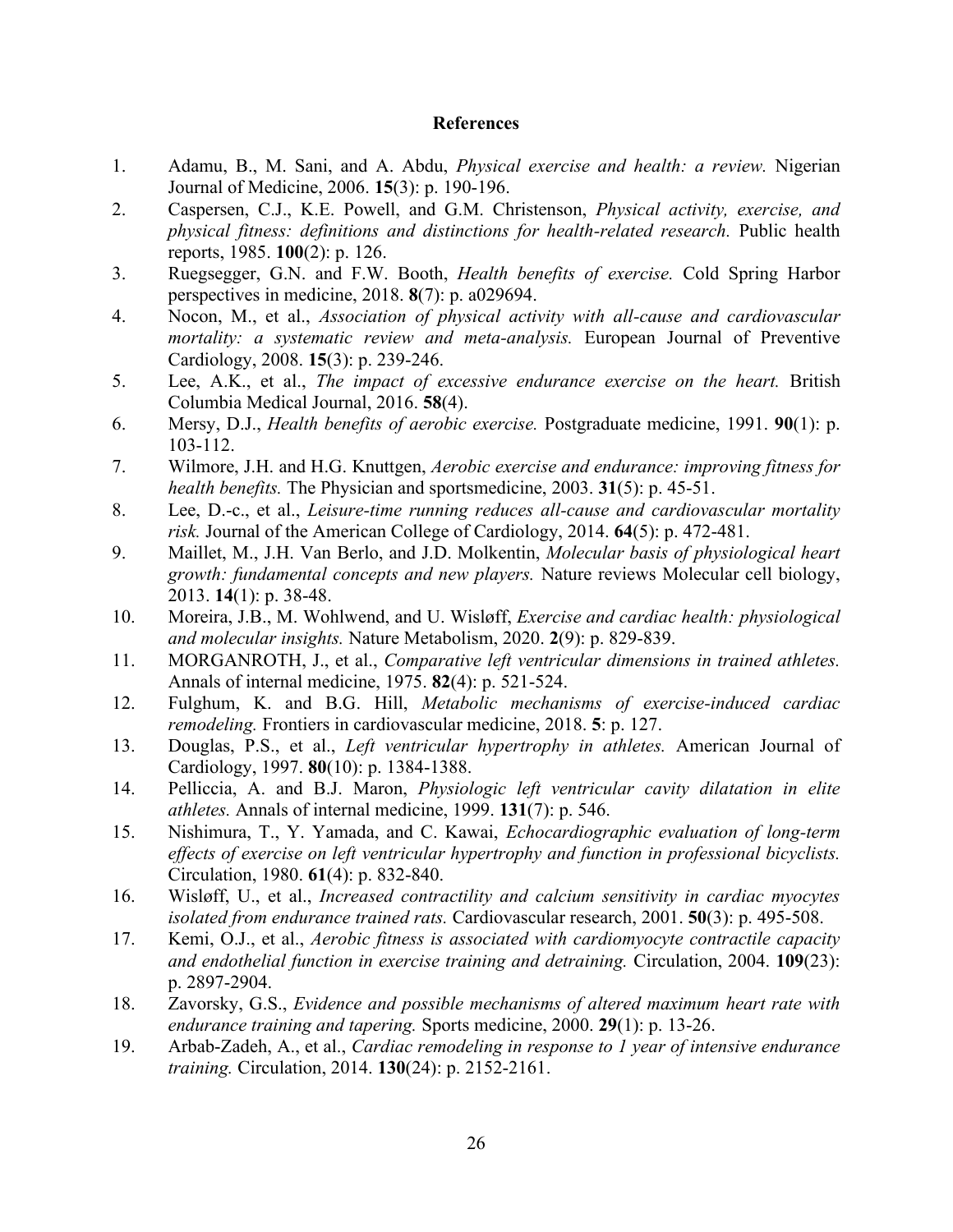## References

1. Adamu, B., M. Sani, and A. Abdu, *Physical exercise and health: a review.* Nigerian Journal of Medicine, 2006. **15**(3): p. 190-196.
2. Caspersen, C.J., K.E. Powell, and G.M. Christenson, *Physical activity, exercise, and physical fitness: definitions and distinctions for health-related research.* Public health reports, 1985. **100**(2): p. 126.
3. Ruegsegger, G.N. and F.W. Booth, *Health benefits of exercise.* Cold Spring Harbor perspectives in medicine, 2018. **8**(7): p. a029694.
4. Nocon, M., et al., *Association of physical activity with all-cause and cardiovascular mortality: a systematic review and meta-analysis.* European Journal of Preventive Cardiology, 2008. **15**(3): p. 239-246.
5. Lee, A.K., et al., *The impact of excessive endurance exercise on the heart.* British Columbia Medical Journal, 2016. **58**(4).
6. Mersy, D.J., *Health benefits of aerobic exercise.* Postgraduate medicine, 1991. **90**(1): p. 103-112.
7. Wilmore, J.H. and H.G. Knuttgen, *Aerobic exercise and endurance: improving fitness for health benefits.* The Physician and sportsmedicine, 2003. **31**(5): p. 45-51.
8. Lee, D.-c., et al., *Leisure-time running reduces all-cause and cardiovascular mortality risk.* Journal of the American College of Cardiology, 2014. **64**(5): p. 472-481.
9. Maillet, M., J.H. Van Berlo, and J.D. Molkentin, *Molecular basis of physiological heart growth: fundamental concepts and new players.* Nature reviews Molecular cell biology, 2013. **14**(1): p. 38-48.
10. Moreira, J.B., M. Wohlwend, and U. Wisløff, *Exercise and cardiac health: physiological and molecular insights.* Nature Metabolism, 2020. **2**(9): p. 829-839.
11. MORGANROTH, J., et al., *Comparative left ventricular dimensions in trained athletes.* Annals of internal medicine, 1975. **82**(4): p. 521-524.
12. Fulghum, K. and B.G. Hill, *Metabolic mechanisms of exercise-induced cardiac remodeling.* Frontiers in cardiovascular medicine, 2018. **5**: p. 127.
13. Douglas, P.S., et al., *Left ventricular hypertrophy in athletes.* American Journal of Cardiology, 1997. **80**(10): p. 1384-1388.
14. Pelliccia, A. and B.J. Maron, *Physiologic left ventricular cavity dilatation in elite athletes.* Annals of internal medicine, 1999. **131**(7): p. 546.
15. Nishimura, T., Y. Yamada, and C. Kawai, *Echocardiographic evaluation of long-term effects of exercise on left ventricular hypertrophy and function in professional bicyclists.* Circulation, 1980. **61**(4): p. 832-840.
16. Wisløff, U., et al., *Increased contractility and calcium sensitivity in cardiac myocytes isolated from endurance trained rats.* Cardiovascular research, 2001. **50**(3): p. 495-508.
17. Kemi, O.J., et al., *Aerobic fitness is associated with cardiomyocyte contractile capacity and endothelial function in exercise training and detraining.* Circulation, 2004. **109**(23): p. 2897-2904.
18. Zavorsky, G.S., *Evidence and possible mechanisms of altered maximum heart rate with endurance training and tapering.* Sports medicine, 2000. **29**(1): p. 13-26.
19. Arbab-Zadeh, A., et al., *Cardiac remodeling in response to 1 year of intensive endurance training.* Circulation, 2014. **130**(24): p. 2152-2161.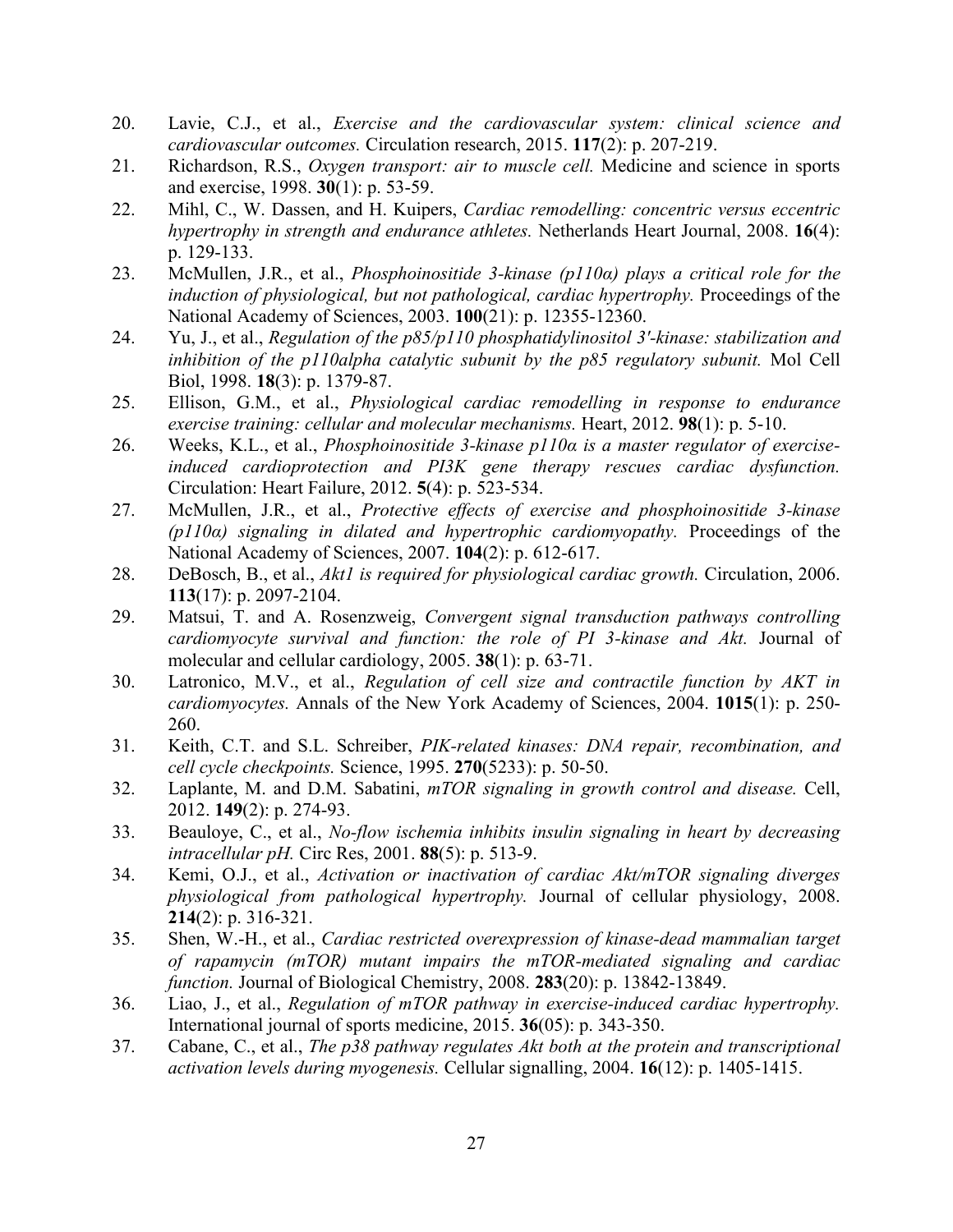20. Lavie, C.J., et al., *Exercise and the cardiovascular system: clinical science and cardiovascular outcomes.* Circulation research, 2015. **117**(2): p. 207-219.
21. Richardson, R.S., *Oxygen transport: air to muscle cell.* Medicine and science in sports and exercise, 1998. **30**(1): p. 53-59.
22. Mihl, C., W. Dassen, and H. Kuipers, *Cardiac remodelling: concentric versus eccentric hypertrophy in strength and endurance athletes.* Netherlands Heart Journal, 2008. **16**(4): p. 129-133.
23. McMullen, J.R., et al., *Phosphoinositide 3-kinase (p110α) plays a critical role for the induction of physiological, but not pathological, cardiac hypertrophy.* Proceedings of the National Academy of Sciences, 2003. **100**(21): p. 12355-12360.
24. Yu, J., et al., *Regulation of the p85/p110 phosphatidylinositol 3'-kinase: stabilization and inhibition of the p110alpha catalytic subunit by the p85 regulatory subunit.* Mol Cell Biol, 1998. **18**(3): p. 1379-87.
25. Ellison, G.M., et al., *Physiological cardiac remodelling in response to endurance exercise training: cellular and molecular mechanisms.* Heart, 2012. **98**(1): p. 5-10.
26. Weeks, K.L., et al., *Phosphoinositide 3-kinase p110α is a master regulator of exercise-induced cardioprotection and PI3K gene therapy rescues cardiac dysfunction.* Circulation: Heart Failure, 2012. **5**(4): p. 523-534.
27. McMullen, J.R., et al., *Protective effects of exercise and phosphoinositide 3-kinase (p110α) signaling in dilated and hypertrophic cardiomyopathy.* Proceedings of the National Academy of Sciences, 2007. **104**(2): p. 612-617.
28. DeBosch, B., et al., *Akt1 is required for physiological cardiac growth.* Circulation, 2006. **113**(17): p. 2097-2104.
29. Matsui, T. and A. Rosenzweig, *Convergent signal transduction pathways controlling cardiomyocyte survival and function: the role of PI 3-kinase and Akt.* Journal of molecular and cellular cardiology, 2005. **38**(1): p. 63-71.
30. Latronico, M.V., et al., *Regulation of cell size and contractile function by AKT in cardiomyocytes.* Annals of the New York Academy of Sciences, 2004. **1015**(1): p. 250-260.
31. Keith, C.T. and S.L. Schreiber, *PIK-related kinases: DNA repair, recombination, and cell cycle checkpoints.* Science, 1995. **270**(5233): p. 50-50.
32. Laplante, M. and D.M. Sabatini, *mTOR signaling in growth control and disease.* Cell, 2012. **149**(2): p. 274-93.
33. Beauloye, C., et al., *No-flow ischemia inhibits insulin signaling in heart by decreasing intracellular pH.* Circ Res, 2001. **88**(5): p. 513-9.
34. Kemi, O.J., et al., *Activation or inactivation of cardiac Akt/mTOR signaling diverges physiological from pathological hypertrophy.* Journal of cellular physiology, 2008. **214**(2): p. 316-321.
35. Shen, W.-H., et al., *Cardiac restricted overexpression of kinase-dead mammalian target of rapamycin (mTOR) mutant impairs the mTOR-mediated signaling and cardiac function.* Journal of Biological Chemistry, 2008. **283**(20): p. 13842-13849.
36. Liao, J., et al., *Regulation of mTOR pathway in exercise-induced cardiac hypertrophy.* International journal of sports medicine, 2015. **36**(05): p. 343-350.
37. Cabane, C., et al., *The p38 pathway regulates Akt both at the protein and transcriptional activation levels during myogenesis.* Cellular signalling, 2004. **16**(12): p. 1405-1415.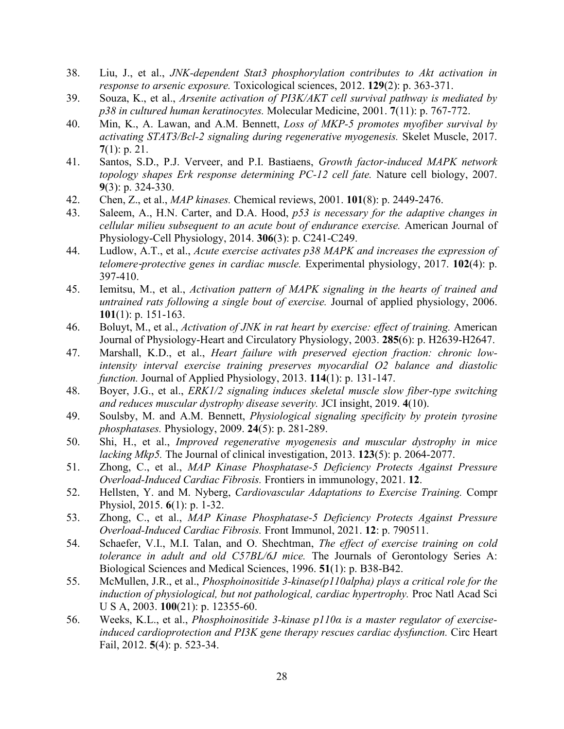38. Liu, J., et al., *JNK-dependent Stat3 phosphorylation contributes to Akt activation in response to arsenic exposure.* Toxicological sciences, 2012. **129**(2): p. 363-371.
39. Souza, K., et al., *Arsenite activation of PI3K/AKT cell survival pathway is mediated by p38 in cultured human keratinocytes.* Molecular Medicine, 2001. **7**(11): p. 767-772.
40. Min, K., A. Lawan, and A.M. Bennett, *Loss of MKP-5 promotes myofiber survival by activating STAT3/Bcl-2 signaling during regenerative myogenesis.* Skelet Muscle, 2017. **7**(1): p. 21.
41. Santos, S.D., P.J. Verveer, and P.I. Bastiaens, *Growth factor-induced MAPK network topology shapes Erk response determining PC-12 cell fate.* Nature cell biology, 2007. **9**(3): p. 324-330.
42. Chen, Z., et al., *MAP kinases.* Chemical reviews, 2001. **101**(8): p. 2449-2476.
43. Saleem, A., H.N. Carter, and D.A. Hood, *p53 is necessary for the adaptive changes in cellular milieu subsequent to an acute bout of endurance exercise.* American Journal of Physiology-Cell Physiology, 2014. **306**(3): p. C241-C249.
44. Ludlow, A.T., et al., *Acute exercise activates p38 MAPK and increases the expression of telomere-protective genes in cardiac muscle.* Experimental physiology, 2017. **102**(4): p. 397-410.
45. Iemitsu, M., et al., *Activation pattern of MAPK signaling in the hearts of trained and untrained rats following a single bout of exercise.* Journal of applied physiology, 2006. **101**(1): p. 151-163.
46. Boluyt, M., et al., *Activation of JNK in rat heart by exercise: effect of training.* American Journal of Physiology-Heart and Circulatory Physiology, 2003. **285**(6): p. H2639-H2647.
47. Marshall, K.D., et al., *Heart failure with preserved ejection fraction: chronic low-intensity interval exercise training preserves myocardial O2 balance and diastolic function.* Journal of Applied Physiology, 2013. **114**(1): p. 131-147.
48. Boyer, J.G., et al., *ERK1/2 signaling induces skeletal muscle slow fiber-type switching and reduces muscular dystrophy disease severity.* JCI insight, 2019. **4**(10).
49. Soulsby, M. and A.M. Bennett, *Physiological signaling specificity by protein tyrosine phosphatases.* Physiology, 2009. **24**(5): p. 281-289.
50. Shi, H., et al., *Improved regenerative myogenesis and muscular dystrophy in mice lacking Mkp5.* The Journal of clinical investigation, 2013. **123**(5): p. 2064-2077.
51. Zhong, C., et al., *MAP Kinase Phosphatase-5 Deficiency Protects Against Pressure Overload-Induced Cardiac Fibrosis.* Frontiers in immunology, 2021. **12**.
52. Hellsten, Y. and M. Nyberg, *Cardiovascular Adaptations to Exercise Training.* Compr Physiol, 2015. **6**(1): p. 1-32.
53. Zhong, C., et al., *MAP Kinase Phosphatase-5 Deficiency Protects Against Pressure Overload-Induced Cardiac Fibrosis.* Front Immunol, 2021. **12**: p. 790511.
54. Schaefer, V.I., M.I. Talan, and O. Shechtman, *The effect of exercise training on cold tolerance in adult and old C57BL/6J mice.* The Journals of Gerontology Series A: Biological Sciences and Medical Sciences, 1996. **51**(1): p. B38-B42.
55. McMullen, J.R., et al., *Phosphoinositide 3-kinase(p110alpha) plays a critical role for the induction of physiological, but not pathological, cardiac hypertrophy.* Proc Natl Acad Sci U S A, 2003. **100**(21): p. 12355-60.
56. Weeks, K.L., et al., *Phosphoinositide 3-kinase p110α is a master regulator of exercise-induced cardioprotection and PI3K gene therapy rescues cardiac dysfunction.* Circ Heart Fail, 2012. **5**(4): p. 523-34.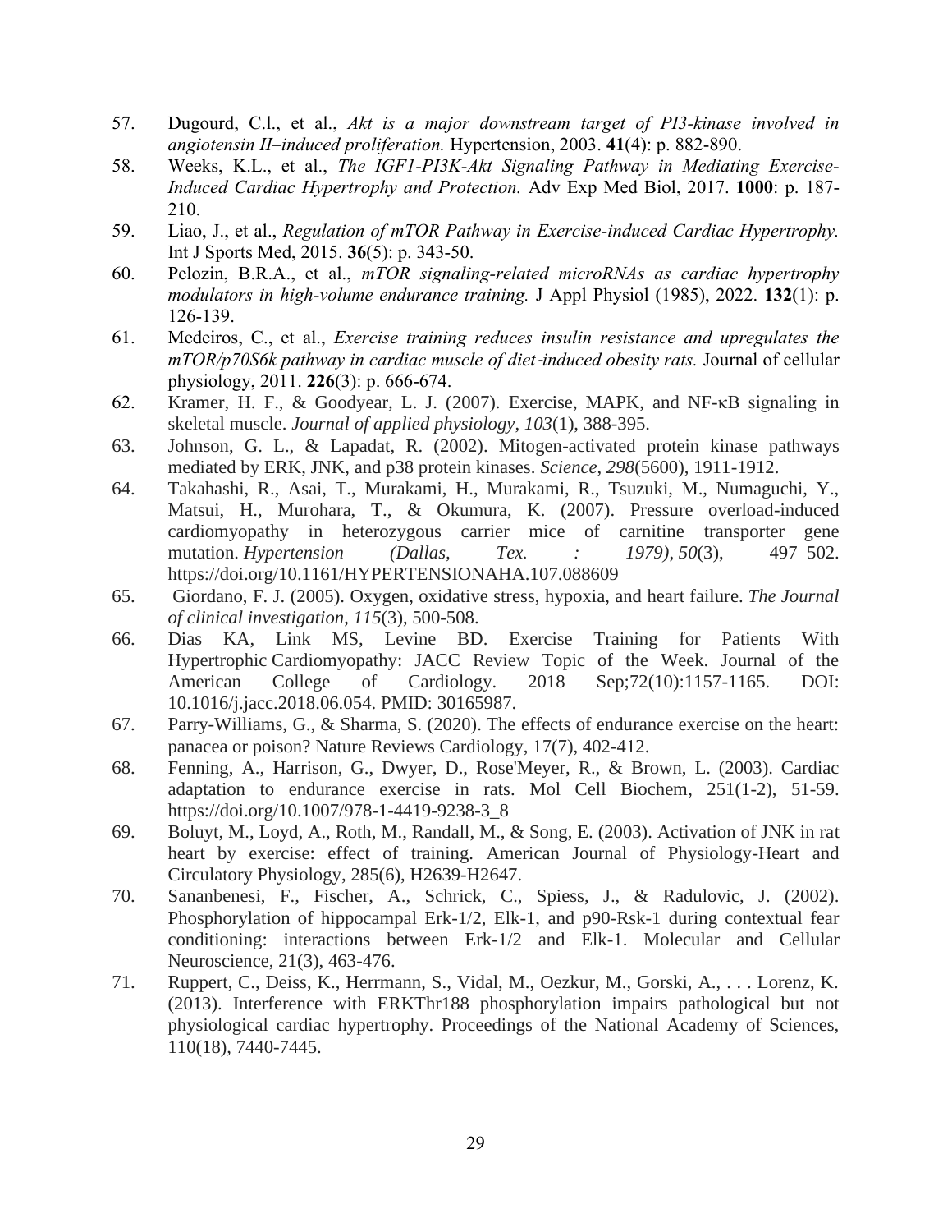57. Dugourd, C.l., et al., *Akt is a major downstream target of PI3-kinase involved in angiotensin II–induced proliferation.* Hypertension, 2003. **41**(4): p. 882-890.
58. Weeks, K.L., et al., *The IGF1-PI3K-Akt Signaling Pathway in Mediating Exercise-Induced Cardiac Hypertrophy and Protection.* Adv Exp Med Biol, 2017. **1000**: p. 187-210.
59. Liao, J., et al., *Regulation of mTOR Pathway in Exercise-induced Cardiac Hypertrophy.* Int J Sports Med, 2015. **36**(5): p. 343-50.
60. Pelozin, B.R.A., et al., *mTOR signaling-related microRNAs as cardiac hypertrophy modulators in high-volume endurance training.* J Appl Physiol (1985), 2022. **132**(1): p. 126-139.
61. Medeiros, C., et al., *Exercise training reduces insulin resistance and upregulates the mTOR/p70S6k pathway in cardiac muscle of diet‐induced obesity rats.* Journal of cellular physiology, 2011. **226**(3): p. 666-674.
62. Kramer, H. F., & Goodyear, L. J. (2007). Exercise, MAPK, and NF-κB signaling in skeletal muscle. *Journal of applied physiology*, *103*(1), 388-395.
63. Johnson, G. L., & Lapadat, R. (2002). Mitogen-activated protein kinase pathways mediated by ERK, JNK, and p38 protein kinases. *Science*, *298*(5600), 1911-1912.
64. Takahashi, R., Asai, T., Murakami, H., Murakami, R., Tsuzuki, M., Numaguchi, Y., Matsui, H., Murohara, T., & Okumura, K. (2007). Pressure overload-induced cardiomyopathy in heterozygous carrier mice of carnitine transporter gene mutation. *Hypertension (Dallas, Tex. : 1979)*, *50*(3), 497–502. https://doi.org/10.1161/HYPERTENSIONAHA.107.088609
65. Giordano, F. J. (2005). Oxygen, oxidative stress, hypoxia, and heart failure. *The Journal of clinical investigation*, *115*(3), 500-508.
66. Dias KA, Link MS, Levine BD. Exercise Training for Patients With Hypertrophic Cardiomyopathy: JACC Review Topic of the Week. Journal of the American College of Cardiology. 2018 Sep;72(10):1157-1165. DOI: 10.1016/j.jacc.2018.06.054. PMID: 30165987.
67. Parry-Williams, G., & Sharma, S. (2020). The effects of endurance exercise on the heart: panacea or poison? Nature Reviews Cardiology, 17(7), 402-412.
68. Fenning, A., Harrison, G., Dwyer, D., Rose'Meyer, R., & Brown, L. (2003). Cardiac adaptation to endurance exercise in rats. Mol Cell Biochem, 251(1-2), 51-59. https://doi.org/10.1007/978-1-4419-9238-3_8
69. Boluyt, M., Loyd, A., Roth, M., Randall, M., & Song, E. (2003). Activation of JNK in rat heart by exercise: effect of training. American Journal of Physiology-Heart and Circulatory Physiology, 285(6), H2639-H2647.
70. Sananbenesi, F., Fischer, A., Schrick, C., Spiess, J., & Radulovic, J. (2002). Phosphorylation of hippocampal Erk-1/2, Elk-1, and p90-Rsk-1 during contextual fear conditioning: interactions between Erk-1/2 and Elk-1. Molecular and Cellular Neuroscience, 21(3), 463-476.
71. Ruppert, C., Deiss, K., Herrmann, S., Vidal, M., Oezkur, M., Gorski, A., . . . Lorenz, K. (2013). Interference with ERKThr188 phosphorylation impairs pathological but not physiological cardiac hypertrophy. Proceedings of the National Academy of Sciences, 110(18), 7440-7445.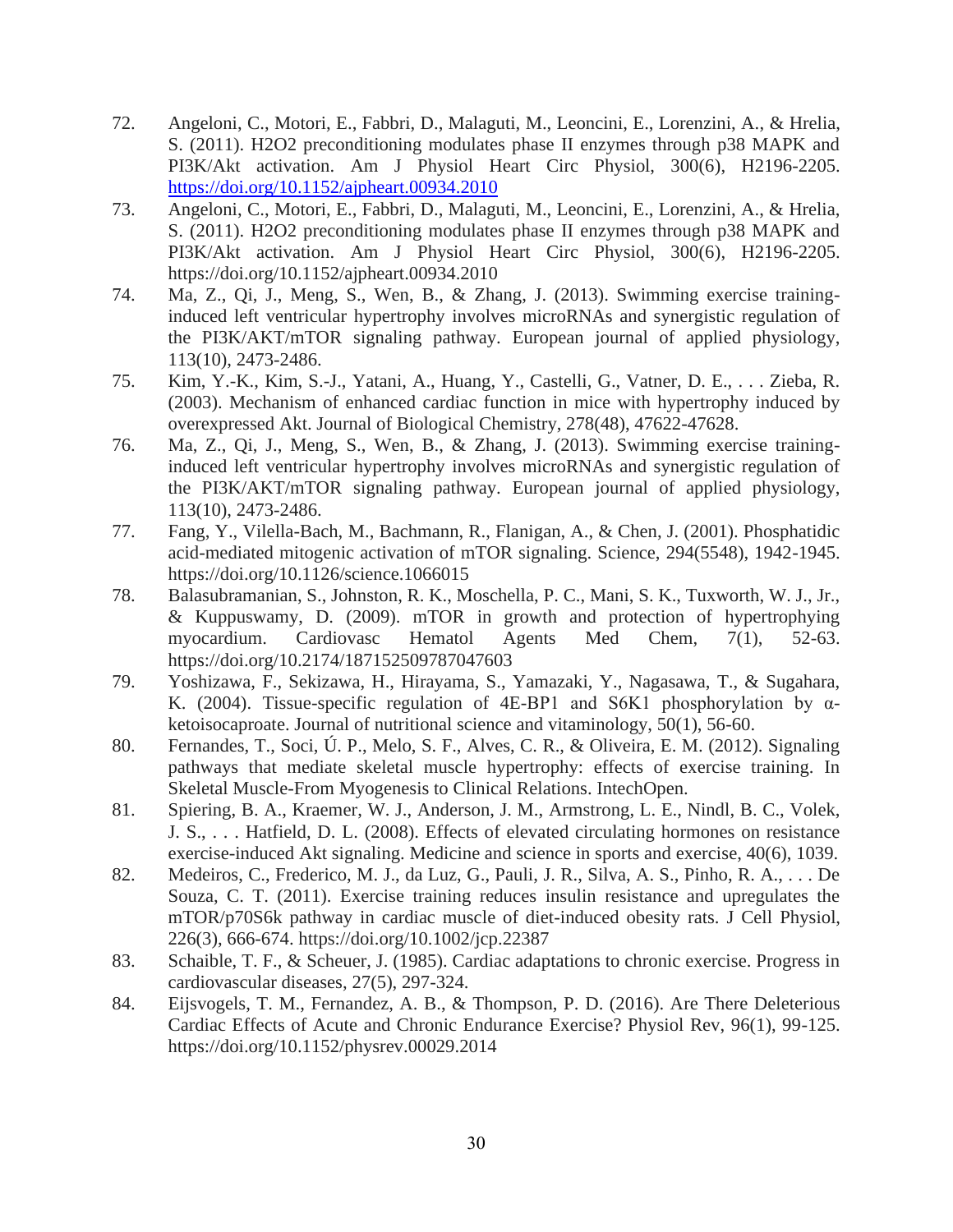72. Angeloni, C., Motori, E., Fabbri, D., Malaguti, M., Leoncini, E., Lorenzini, A., & Hrelia, S. (2011). H2O2 preconditioning modulates phase II enzymes through p38 MAPK and PI3K/Akt activation. Am J Physiol Heart Circ Physiol, 300(6), H2196-2205. https://doi.org/10.1152/ajpheart.00934.2010
73. Angeloni, C., Motori, E., Fabbri, D., Malaguti, M., Leoncini, E., Lorenzini, A., & Hrelia, S. (2011). H2O2 preconditioning modulates phase II enzymes through p38 MAPK and PI3K/Akt activation. Am J Physiol Heart Circ Physiol, 300(6), H2196-2205. https://doi.org/10.1152/ajpheart.00934.2010
74. Ma, Z., Qi, J., Meng, S., Wen, B., & Zhang, J. (2013). Swimming exercise training-induced left ventricular hypertrophy involves microRNAs and synergistic regulation of the PI3K/AKT/mTOR signaling pathway. European journal of applied physiology, 113(10), 2473-2486.
75. Kim, Y.-K., Kim, S.-J., Yatani, A., Huang, Y., Castelli, G., Vatner, D. E., . . . Zieba, R. (2003). Mechanism of enhanced cardiac function in mice with hypertrophy induced by overexpressed Akt. Journal of Biological Chemistry, 278(48), 47622-47628.
76. Ma, Z., Qi, J., Meng, S., Wen, B., & Zhang, J. (2013). Swimming exercise training-induced left ventricular hypertrophy involves microRNAs and synergistic regulation of the PI3K/AKT/mTOR signaling pathway. European journal of applied physiology, 113(10), 2473-2486.
77. Fang, Y., Vilella-Bach, M., Bachmann, R., Flanigan, A., & Chen, J. (2001). Phosphatidic acid-mediated mitogenic activation of mTOR signaling. Science, 294(5548), 1942-1945. https://doi.org/10.1126/science.1066015
78. Balasubramanian, S., Johnston, R. K., Moschella, P. C., Mani, S. K., Tuxworth, W. J., Jr., & Kuppuswamy, D. (2009). mTOR in growth and protection of hypertrophying myocardium. Cardiovasc Hematol Agents Med Chem, 7(1), 52-63. https://doi.org/10.2174/187152509787047603
79. Yoshizawa, F., Sekizawa, H., Hirayama, S., Yamazaki, Y., Nagasawa, T., & Sugahara, K. (2004). Tissue-specific regulation of 4E-BP1 and S6K1 phosphorylation by α-ketoisocaproate. Journal of nutritional science and vitaminology, 50(1), 56-60.
80. Fernandes, T., Soci, Ú. P., Melo, S. F., Alves, C. R., & Oliveira, E. M. (2012). Signaling pathways that mediate skeletal muscle hypertrophy: effects of exercise training. In Skeletal Muscle-From Myogenesis to Clinical Relations. IntechOpen.
81. Spiering, B. A., Kraemer, W. J., Anderson, J. M., Armstrong, L. E., Nindl, B. C., Volek, J. S., . . . Hatfield, D. L. (2008). Effects of elevated circulating hormones on resistance exercise-induced Akt signaling. Medicine and science in sports and exercise, 40(6), 1039.
82. Medeiros, C., Frederico, M. J., da Luz, G., Pauli, J. R., Silva, A. S., Pinho, R. A., . . . De Souza, C. T. (2011). Exercise training reduces insulin resistance and upregulates the mTOR/p70S6k pathway in cardiac muscle of diet-induced obesity rats. J Cell Physiol, 226(3), 666-674. https://doi.org/10.1002/jcp.22387
83. Schaible, T. F., & Scheuer, J. (1985). Cardiac adaptations to chronic exercise. Progress in cardiovascular diseases, 27(5), 297-324.
84. Eijsvogels, T. M., Fernandez, A. B., & Thompson, P. D. (2016). Are There Deleterious Cardiac Effects of Acute and Chronic Endurance Exercise? Physiol Rev, 96(1), 99-125. https://doi.org/10.1152/physrev.00029.2014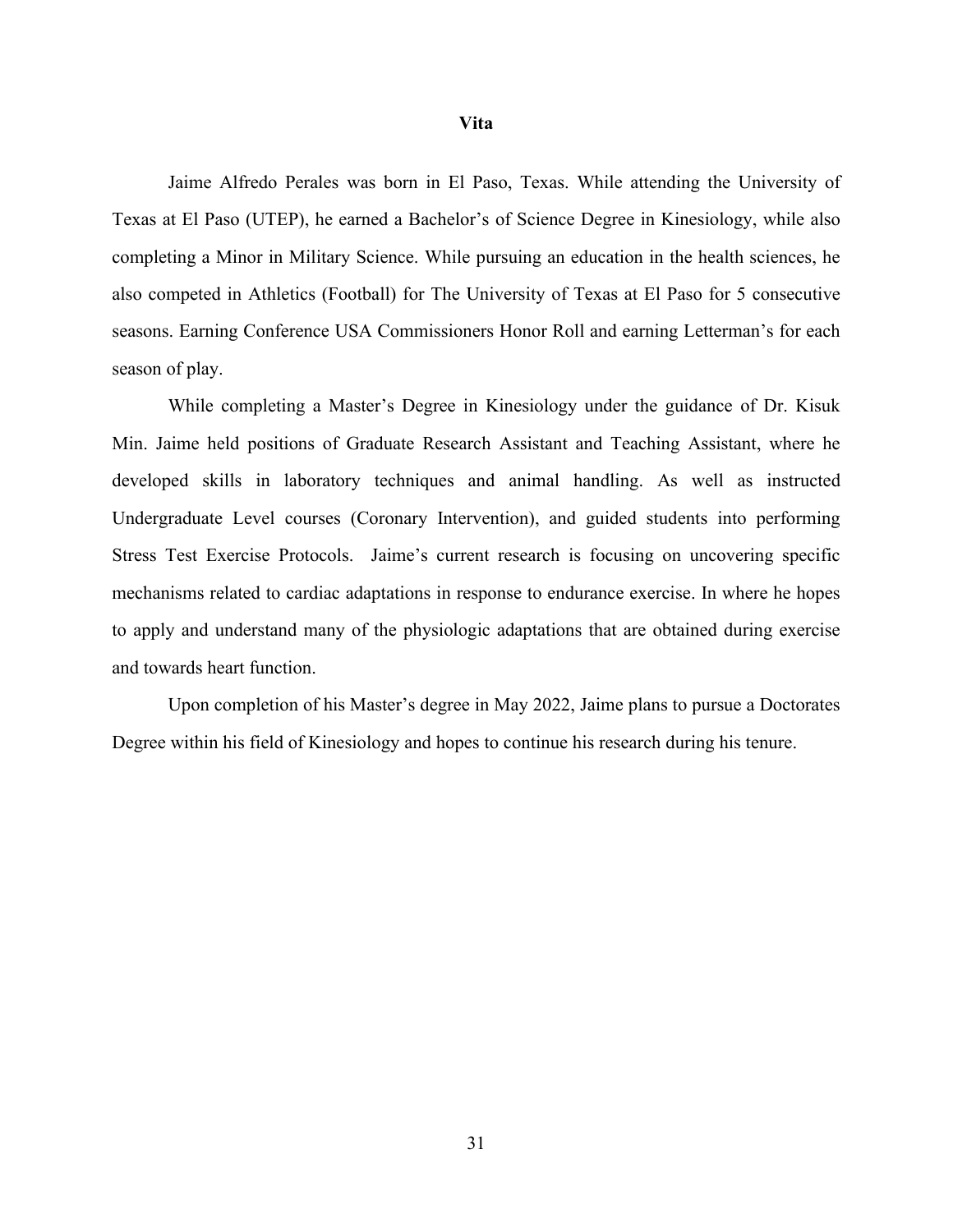# Vita

Jaime Alfredo Perales was born in El Paso, Texas. While attending the University of Texas at El Paso (UTEP), he earned a Bachelor's of Science Degree in Kinesiology, while also completing a Minor in Military Science. While pursuing an education in the health sciences, he also competed in Athletics (Football) for The University of Texas at El Paso for 5 consecutive seasons. Earning Conference USA Commissioners Honor Roll and earning Letterman's for each season of play.

While completing a Master's Degree in Kinesiology under the guidance of Dr. Kisuk Min. Jaime held positions of Graduate Research Assistant and Teaching Assistant, where he developed skills in laboratory techniques and animal handling. As well as instructed Undergraduate Level courses (Coronary Intervention), and guided students into performing Stress Test Exercise Protocols. Jaime's current research is focusing on uncovering specific mechanisms related to cardiac adaptations in response to endurance exercise. In where he hopes to apply and understand many of the physiologic adaptations that are obtained during exercise and towards heart function.

Upon completion of his Master's degree in May 2022, Jaime plans to pursue a Doctorates Degree within his field of Kinesiology and hopes to continue his research during his tenure.